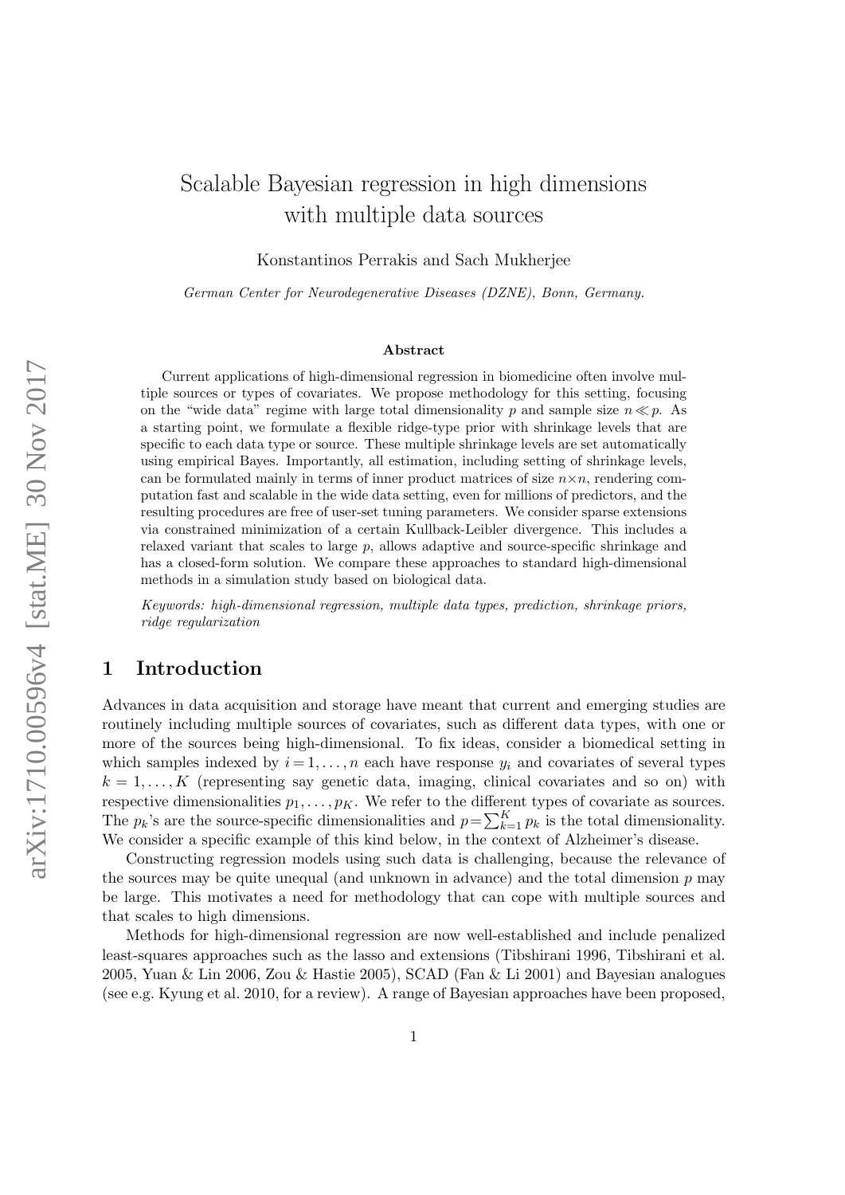# Scalable Bayesian regression in high dimensions with multiple data sources

Konstantinos Perrakis and Sach Mukherjee

*German Center for Neurodegenerative Diseases (DZNE), Bonn, Germany.*

### Abstract

Current applications of high-dimensional regression in biomedicine often involve multiple sources or types of covariates. We propose methodology for this setting, focusing on the "wide data" regime with large total dimensionality $p$ and sample size $n \ll p$. As a starting point, we formulate a flexible ridge-type prior with shrinkage levels that are specific to each data type or source. These multiple shrinkage levels are set automatically using empirical Bayes. Importantly, all estimation, including setting of shrinkage levels, can be formulated mainly in terms of inner product matrices of size $n \times n$, rendering computation fast and scalable in the wide data setting, even for millions of predictors, and the resulting procedures are free of user-set tuning parameters. We consider sparse extensions via constrained minimization of a certain Kullback-Leibler divergence. This includes a relaxed variant that scales to large $p$, allows adaptive and source-specific shrinkage and has a closed-form solution. We compare these approaches to standard high-dimensional methods in a simulation study based on biological data.

*Keywords: high-dimensional regression, multiple data types, prediction, shrinkage priors, ridge regularization*

## 1 Introduction

Advances in data acquisition and storage have meant that current and emerging studies are routinely including multiple sources of covariates, such as different data types, with one or more of the sources being high-dimensional. To fix ideas, consider a biomedical setting in which samples indexed by $i = 1, \ldots, n$ each have response $y_i$ and covariates of several types $k = 1, \ldots, K$ (representing say genetic data, imaging, clinical covariates and so on) with respective dimensionalities $p_1, \ldots, p_K$. We refer to the different types of covariate as sources. The $p_k$'s are the source-specific dimensionalities and $p = \sum_{k=1}^{K} p_k$ is the total dimensionality. We consider a specific example of this kind below, in the context of Alzheimer's disease.

Constructing regression models using such data is challenging, because the relevance of the sources may be quite unequal (and unknown in advance) and the total dimension $p$ may be large. This motivates a need for methodology that can cope with multiple sources and that scales to high dimensions.

Methods for high-dimensional regression are now well-established and include penalized least-squares approaches such as the lasso and extensions (Tibshirani 1996, Tibshirani et al. 2005, Yuan & Lin 2006, Zou & Hastie 2005), SCAD (Fan & Li 2001) and Bayesian analogues (see e.g. Kyung et al. 2010, for a review). A range of Bayesian approaches have been proposed,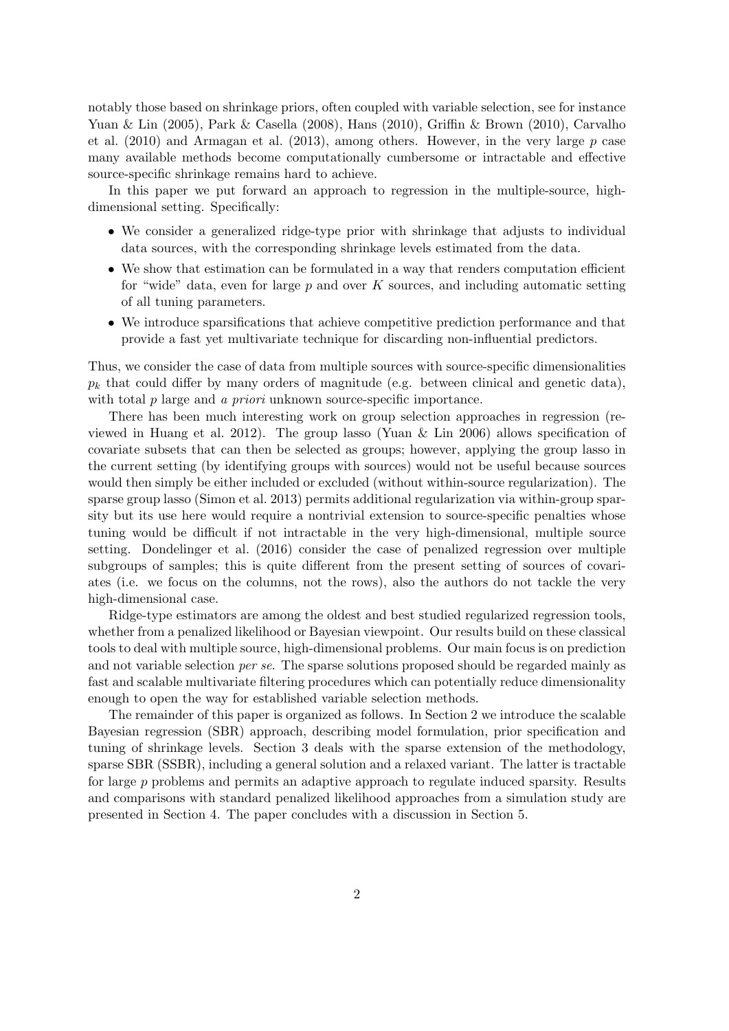notably those based on shrinkage priors, often coupled with variable selection, see for instance Yuan & Lin (2005), Park & Casella (2008), Hans (2010), Griffin & Brown (2010), Carvalho et al. (2010) and Armagan et al. (2013), among others. However, in the very large $p$ case many available methods become computationally cumbersome or intractable and effective source-specific shrinkage remains hard to achieve.

In this paper we put forward an approach to regression in the multiple-source, high-dimensional setting. Specifically:

- We consider a generalized ridge-type prior with shrinkage that adjusts to individual data sources, with the corresponding shrinkage levels estimated from the data.
- We show that estimation can be formulated in a way that renders computation efficient for "wide" data, even for large $p$ and over $K$ sources, and including automatic setting of all tuning parameters.
- We introduce sparsifications that achieve competitive prediction performance and that provide a fast yet multivariate technique for discarding non-influential predictors.

Thus, we consider the case of data from multiple sources with source-specific dimensionalities $p_k$ that could differ by many orders of magnitude (e.g. between clinical and genetic data), with total $p$ large and *a priori* unknown source-specific importance.

There has been much interesting work on group selection approaches in regression (reviewed in Huang et al. 2012). The group lasso (Yuan & Lin 2006) allows specification of covariate subsets that can then be selected as groups; however, applying the group lasso in the current setting (by identifying groups with sources) would not be useful because sources would then simply be either included or excluded (without within-source regularization). The sparse group lasso (Simon et al. 2013) permits additional regularization via within-group sparsity but its use here would require a nontrivial extension to source-specific penalties whose tuning would be difficult if not intractable in the very high-dimensional, multiple source setting. Dondelinger et al. (2016) consider the case of penalized regression over multiple subgroups of samples; this is quite different from the present setting of sources of covariates (i.e. we focus on the columns, not the rows), also the authors do not tackle the very high-dimensional case.

Ridge-type estimators are among the oldest and best studied regularized regression tools, whether from a penalized likelihood or Bayesian viewpoint. Our results build on these classical tools to deal with multiple source, high-dimensional problems. Our main focus is on prediction and not variable selection *per se*. The sparse solutions proposed should be regarded mainly as fast and scalable multivariate filtering procedures which can potentially reduce dimensionality enough to open the way for established variable selection methods.

The remainder of this paper is organized as follows. In Section 2 we introduce the scalable Bayesian regression (SBR) approach, describing model formulation, prior specification and tuning of shrinkage levels. Section 3 deals with the sparse extension of the methodology, sparse SBR (SSBR), including a general solution and a relaxed variant. The latter is tractable for large $p$ problems and permits an adaptive approach to regulate induced sparsity. Results and comparisons with standard penalized likelihood approaches from a simulation study are presented in Section 4. The paper concludes with a discussion in Section 5.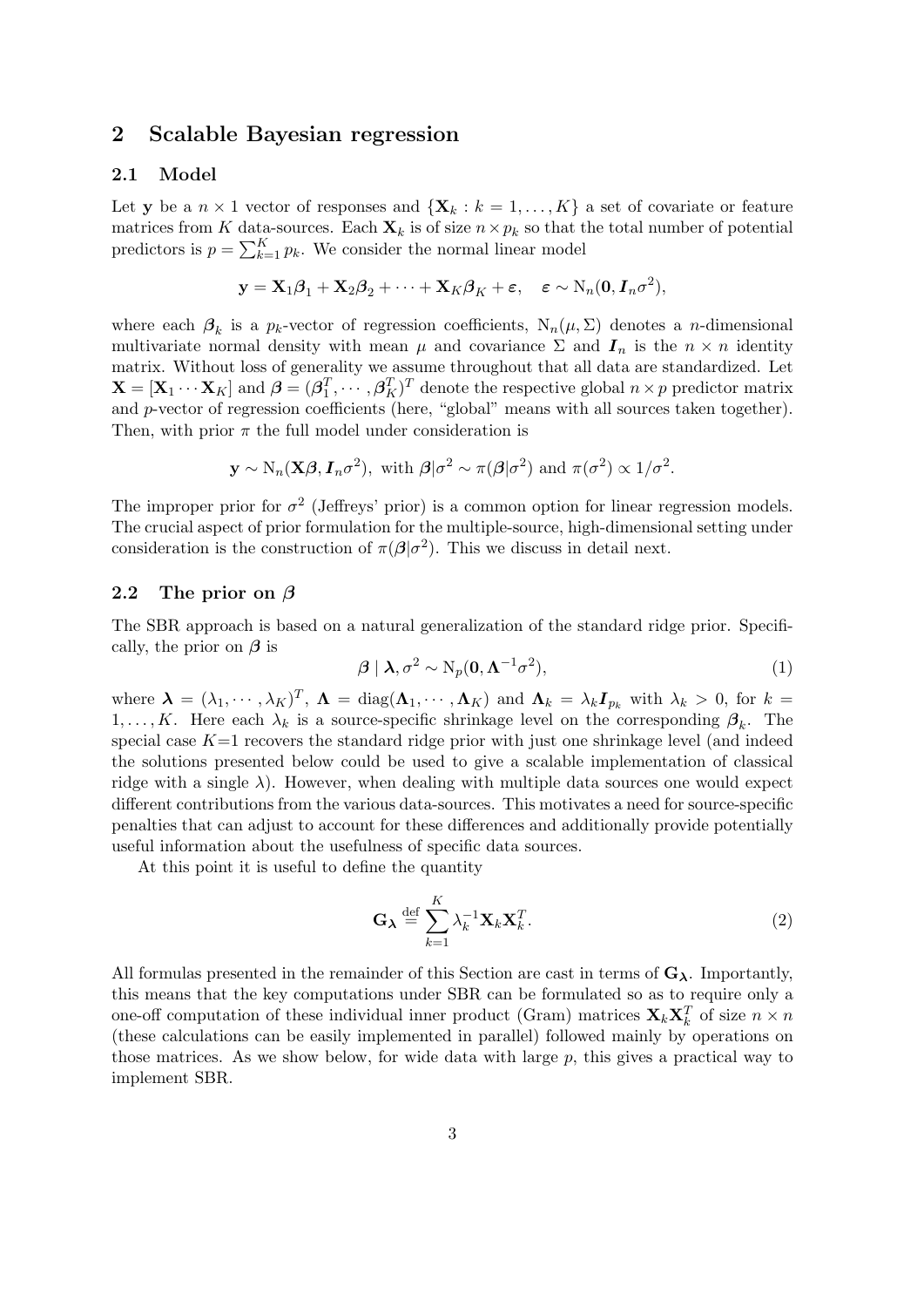## 2 Scalable Bayesian regression

### 2.1 Model

Let $\mathbf{y}$ be a $n \times 1$ vector of responses and $\{\mathbf{X}_k : k = 1, \ldots, K\}$ a set of covariate or feature matrices from $K$ data-sources. Each $\mathbf{X}_k$ is of size $n \times p_k$ so that the total number of potential predictors is $p = \sum_{k=1}^{K} p_k$. We consider the normal linear model

$$\mathbf{y} = \mathbf{X}_1\boldsymbol{\beta}_1 + \mathbf{X}_2\boldsymbol{\beta}_2 + \cdots + \mathbf{X}_K\boldsymbol{\beta}_K + \boldsymbol{\varepsilon}, \quad \boldsymbol{\varepsilon} \sim \mathrm{N}_n(\mathbf{0}, \boldsymbol{I}_n\sigma^2),$$

where each $\boldsymbol{\beta}_k$ is a $p_k$-vector of regression coefficients, $\mathrm{N}_n(\mu, \Sigma)$ denotes a $n$-dimensional multivariate normal density with mean $\mu$ and covariance $\Sigma$ and $\boldsymbol{I}_n$ is the $n \times n$ identity matrix. Without loss of generality we assume throughout that all data are standardized. Let $\mathbf{X} = [\mathbf{X}_1 \cdots \mathbf{X}_K]$ and $\boldsymbol{\beta} = (\boldsymbol{\beta}_1^T, \cdots, \boldsymbol{\beta}_K^T)^T$ denote the respective global $n \times p$ predictor matrix and $p$-vector of regression coefficients (here, "global" means with all sources taken together). Then, with prior $\pi$ the full model under consideration is

$$\mathbf{y} \sim \mathrm{N}_n(\mathbf{X}\boldsymbol{\beta}, \boldsymbol{I}_n\sigma^2), \text{ with } \boldsymbol{\beta}|\sigma^2 \sim \pi(\boldsymbol{\beta}|\sigma^2) \text{ and } \pi(\sigma^2) \propto 1/\sigma^2.$$

The improper prior for $\sigma^2$ (Jeffreys' prior) is a common option for linear regression models. The crucial aspect of prior formulation for the multiple-source, high-dimensional setting under consideration is the construction of $\pi(\boldsymbol{\beta}|\sigma^2)$. This we discuss in detail next.

### 2.2 The prior on $\boldsymbol{\beta}$

The SBR approach is based on a natural generalization of the standard ridge prior. Specifically, the prior on $\boldsymbol{\beta}$ is

$$\boldsymbol{\beta} \mid \boldsymbol{\lambda}, \sigma^2 \sim \mathrm{N}_p(\mathbf{0}, \boldsymbol{\Lambda}^{-1}\sigma^2), \tag{1}$$

where $\boldsymbol{\lambda} = (\lambda_1, \cdots, \lambda_K)^T$, $\boldsymbol{\Lambda} = \mathrm{diag}(\boldsymbol{\Lambda}_1, \cdots, \boldsymbol{\Lambda}_K)$ and $\boldsymbol{\Lambda}_k = \lambda_k \boldsymbol{I}_{p_k}$ with $\lambda_k > 0$, for $k = 1, \ldots, K$. Here each $\lambda_k$ is a source-specific shrinkage level on the corresponding $\boldsymbol{\beta}_k$. The special case $K$=1 recovers the standard ridge prior with just one shrinkage level (and indeed the solutions presented below could be used to give a scalable implementation of classical ridge with a single $\lambda$). However, when dealing with multiple data sources one would expect different contributions from the various data-sources. This motivates a need for source-specific penalties that can adjust to account for these differences and additionally provide potentially useful information about the usefulness of specific data sources.

At this point it is useful to define the quantity

$$\mathbf{G}_{\boldsymbol{\lambda}} \overset{\text{def}}{=} \sum_{k=1}^{K} \lambda_k^{-1} \mathbf{X}_k \mathbf{X}_k^T. \tag{2}$$

All formulas presented in the remainder of this Section are cast in terms of $\mathbf{G}_{\boldsymbol{\lambda}}$. Importantly, this means that the key computations under SBR can be formulated so as to require only a one-off computation of these individual inner product (Gram) matrices $\mathbf{X}_k \mathbf{X}_k^T$ of size $n \times n$ (these calculations can be easily implemented in parallel) followed mainly by operations on those matrices. As we show below, for wide data with large $p$, this gives a practical way to implement SBR.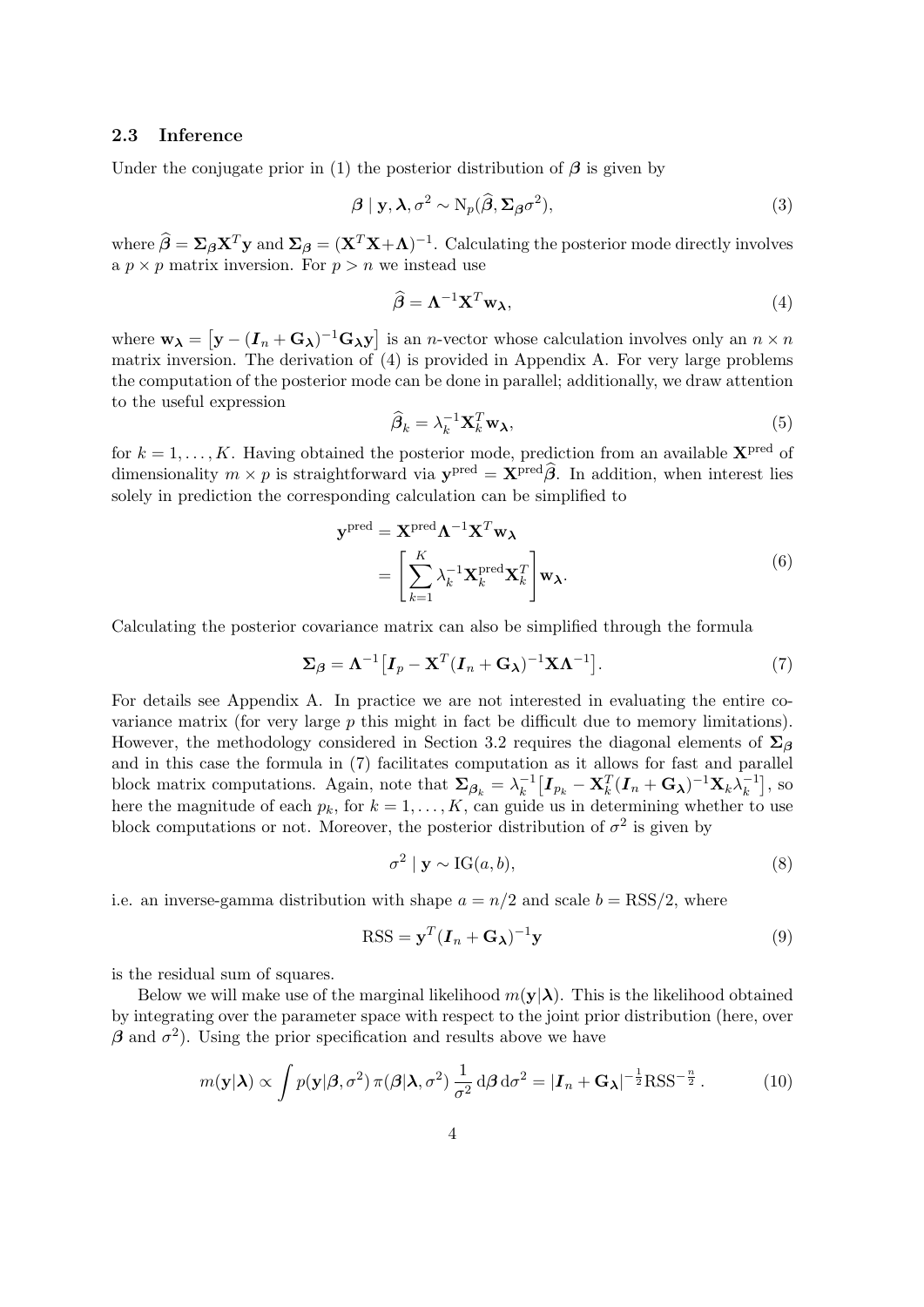### 2.3 Inference

Under the conjugate prior in (1) the posterior distribution of $\boldsymbol{\beta}$ is given by

$$\boldsymbol{\beta} \mid \mathbf{y}, \boldsymbol{\lambda}, \sigma^2 \sim \mathrm{N}_p(\widehat{\boldsymbol{\beta}}, \boldsymbol{\Sigma}_{\boldsymbol{\beta}}\sigma^2), \tag{3}$$

where $\widehat{\boldsymbol{\beta}} = \boldsymbol{\Sigma}_{\boldsymbol{\beta}}\mathbf{X}^T\mathbf{y}$ and $\boldsymbol{\Sigma}_{\boldsymbol{\beta}} = (\mathbf{X}^T\mathbf{X}+\boldsymbol{\Lambda})^{-1}$. Calculating the posterior mode directly involves a $p \times p$ matrix inversion. For $p > n$ we instead use

$$\widehat{\boldsymbol{\beta}} = \boldsymbol{\Lambda}^{-1}\mathbf{X}^T\mathbf{w}_{\boldsymbol{\lambda}}, \tag{4}$$

where $\mathbf{w}_{\boldsymbol{\lambda}} = \left[\mathbf{y} - (\boldsymbol{I}_n + \mathbf{G}_{\boldsymbol{\lambda}})^{-1}\mathbf{G}_{\boldsymbol{\lambda}}\mathbf{y}\right]$ is an $n$-vector whose calculation involves only an $n \times n$ matrix inversion. The derivation of (4) is provided in Appendix A. For very large problems the computation of the posterior mode can be done in parallel; additionally, we draw attention to the useful expression

$$\widehat{\boldsymbol{\beta}}_k = \lambda_k^{-1}\mathbf{X}_k^T\mathbf{w}_{\boldsymbol{\lambda}}, \tag{5}$$

for $k = 1, \dots, K$. Having obtained the posterior mode, prediction from an available $\mathbf{X}^{\text{pred}}$ of dimensionality $m \times p$ is straightforward via $\mathbf{y}^{\text{pred}} = \mathbf{X}^{\text{pred}}\widehat{\boldsymbol{\beta}}$. In addition, when interest lies solely in prediction the corresponding calculation can be simplified to

$$\begin{aligned}
\mathbf{y}^{\text{pred}} &= \mathbf{X}^{\text{pred}}\boldsymbol{\Lambda}^{-1}\mathbf{X}^T\mathbf{w}_{\boldsymbol{\lambda}} \\
&= \left[\sum_{k=1}^{K} \lambda_k^{-1}\mathbf{X}_k^{\text{pred}}\mathbf{X}_k^T\right]\mathbf{w}_{\boldsymbol{\lambda}}.
\end{aligned} \tag{6}$$

Calculating the posterior covariance matrix can also be simplified through the formula

$$\boldsymbol{\Sigma}_{\boldsymbol{\beta}} = \boldsymbol{\Lambda}^{-1}\left[\boldsymbol{I}_p - \mathbf{X}^T(\boldsymbol{I}_n + \mathbf{G}_{\boldsymbol{\lambda}})^{-1}\mathbf{X}\boldsymbol{\Lambda}^{-1}\right]. \tag{7}$$

For details see Appendix A. In practice we are not interested in evaluating the entire covariance matrix (for very large $p$ this might in fact be difficult due to memory limitations). However, the methodology considered in Section 3.2 requires the diagonal elements of $\boldsymbol{\Sigma}_{\boldsymbol{\beta}}$ and in this case the formula in (7) facilitates computation as it allows for fast and parallel block matrix computations. Again, note that $\boldsymbol{\Sigma}_{\boldsymbol{\beta}_k} = \lambda_k^{-1}\left[\boldsymbol{I}_{p_k} - \mathbf{X}_k^T(\boldsymbol{I}_n + \mathbf{G}_{\boldsymbol{\lambda}})^{-1}\mathbf{X}_k\lambda_k^{-1}\right]$, so here the magnitude of each $p_k$, for $k = 1, \dots, K$, can guide us in determining whether to use block computations or not. Moreover, the posterior distribution of $\sigma^2$ is given by

$$\sigma^2 \mid \mathbf{y} \sim \mathrm{IG}(a, b), \tag{8}$$

i.e. an inverse-gamma distribution with shape $a = n/2$ and scale $b = \mathrm{RSS}/2$, where

$$\mathrm{RSS} = \mathbf{y}^T(\boldsymbol{I}_n + \mathbf{G}_{\boldsymbol{\lambda}})^{-1}\mathbf{y} \tag{9}$$

is the residual sum of squares.

Below we will make use of the marginal likelihood $m(\mathbf{y}|\boldsymbol{\lambda})$. This is the likelihood obtained by integrating over the parameter space with respect to the joint prior distribution (here, over $\boldsymbol{\beta}$ and $\sigma^2$). Using the prior specification and results above we have

$$m(\mathbf{y}|\boldsymbol{\lambda}) \propto \int p(\mathbf{y}|\boldsymbol{\beta}, \sigma^2)\, \pi(\boldsymbol{\beta}|\boldsymbol{\lambda}, \sigma^2)\, \frac{1}{\sigma^2}\, \mathrm{d}\boldsymbol{\beta}\, \mathrm{d}\sigma^2 = |\boldsymbol{I}_n + \mathbf{G}_{\boldsymbol{\lambda}}|^{-\frac{1}{2}}\mathrm{RSS}^{-\frac{n}{2}}. \tag{10}$$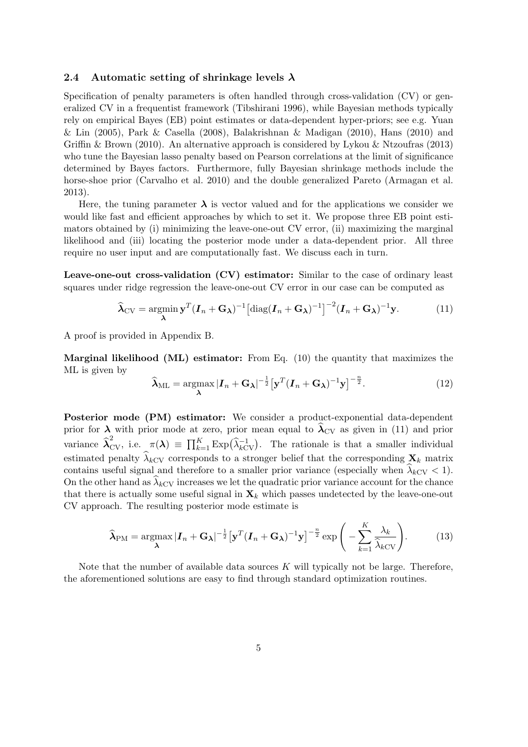### 2.4 Automatic setting of shrinkage levels $\boldsymbol{\lambda}$

Specification of penalty parameters is often handled through cross-validation (CV) or generalized CV in a frequentist framework (Tibshirani 1996), while Bayesian methods typically rely on empirical Bayes (EB) point estimates or data-dependent hyper-priors; see e.g. Yuan & Lin (2005), Park & Casella (2008), Balakrishnan & Madigan (2010), Hans (2010) and Griffin & Brown (2010). An alternative approach is considered by Lykou & Ntzoufras (2013) who tune the Bayesian lasso penalty based on Pearson correlations at the limit of significance determined by Bayes factors. Furthermore, fully Bayesian shrinkage methods include the horse-shoe prior (Carvalho et al. 2010) and the double generalized Pareto (Armagan et al. 2013).

Here, the tuning parameter $\boldsymbol{\lambda}$ is vector valued and for the applications we consider we would like fast and efficient approaches by which to set it. We propose three EB point estimators obtained by (i) minimizing the leave-one-out CV error, (ii) maximizing the marginal likelihood and (iii) locating the posterior mode under a data-dependent prior. All three require no user input and are computationally fast. We discuss each in turn.

**Leave-one-out cross-validation (CV) estimator:** Similar to the case of ordinary least squares under ridge regression the leave-one-out CV error in our case can be computed as

$$\widehat{\boldsymbol{\lambda}}_{\mathrm{CV}} = \underset{\boldsymbol{\lambda}}{\operatorname{argmin}}\, \mathbf{y}^T(\boldsymbol{I}_n + \mathbf{G}_{\boldsymbol{\lambda}})^{-1}\big[\operatorname{diag}(\boldsymbol{I}_n + \mathbf{G}_{\boldsymbol{\lambda}})^{-1}\big]^{-2}(\boldsymbol{I}_n + \mathbf{G}_{\boldsymbol{\lambda}})^{-1}\mathbf{y}. \tag{11}$$

A proof is provided in Appendix B.

**Marginal likelihood (ML) estimator:** From Eq. (10) the quantity that maximizes the ML is given by

$$\widehat{\boldsymbol{\lambda}}_{\mathrm{ML}} = \underset{\boldsymbol{\lambda}}{\operatorname{argmax}}\, |\boldsymbol{I}_n + \mathbf{G}_{\boldsymbol{\lambda}}|^{-\frac{1}{2}}\big[\mathbf{y}^T(\boldsymbol{I}_n + \mathbf{G}_{\boldsymbol{\lambda}})^{-1}\mathbf{y}\big]^{-\frac{n}{2}}. \tag{12}$$

**Posterior mode (PM) estimator:** We consider a product-exponential data-dependent prior for $\boldsymbol{\lambda}$ with prior mode at zero, prior mean equal to $\widehat{\boldsymbol{\lambda}}_{\mathrm{CV}}$ as given in (11) and prior variance $\widehat{\boldsymbol{\lambda}}_{\mathrm{CV}}^2$, i.e. $\pi(\boldsymbol{\lambda}) \equiv \prod_{k=1}^{K} \operatorname{Exp}\big(\widehat{\lambda}_{k\mathrm{CV}}^{-1}\big)$. The rationale is that a smaller individual estimated penalty $\widehat{\lambda}_{k\mathrm{CV}}$ corresponds to a stronger belief that the corresponding $\mathbf{X}_k$ matrix contains useful signal and therefore to a smaller prior variance (especially when $\widehat{\lambda}_{k\mathrm{CV}} < 1$). On the other hand as $\widehat{\lambda}_{k\mathrm{CV}}$ increases we let the quadratic prior variance account for the chance that there is actually some useful signal in $\mathbf{X}_k$ which passes undetected by the leave-one-out CV approach. The resulting posterior mode estimate is

$$\widehat{\boldsymbol{\lambda}}_{\mathrm{PM}} = \underset{\boldsymbol{\lambda}}{\operatorname{argmax}}\, |\boldsymbol{I}_n + \mathbf{G}_{\boldsymbol{\lambda}}|^{-\frac{1}{2}}\big[\mathbf{y}^T(\boldsymbol{I}_n + \mathbf{G}_{\boldsymbol{\lambda}})^{-1}\mathbf{y}\big]^{-\frac{n}{2}} \exp\left(-\sum_{k=1}^{K}\frac{\lambda_k}{\widehat{\lambda}_{k\mathrm{CV}}}\right). \tag{13}$$

Note that the number of available data sources $K$ will typically not be large. Therefore, the aforementioned solutions are easy to find through standard optimization routines.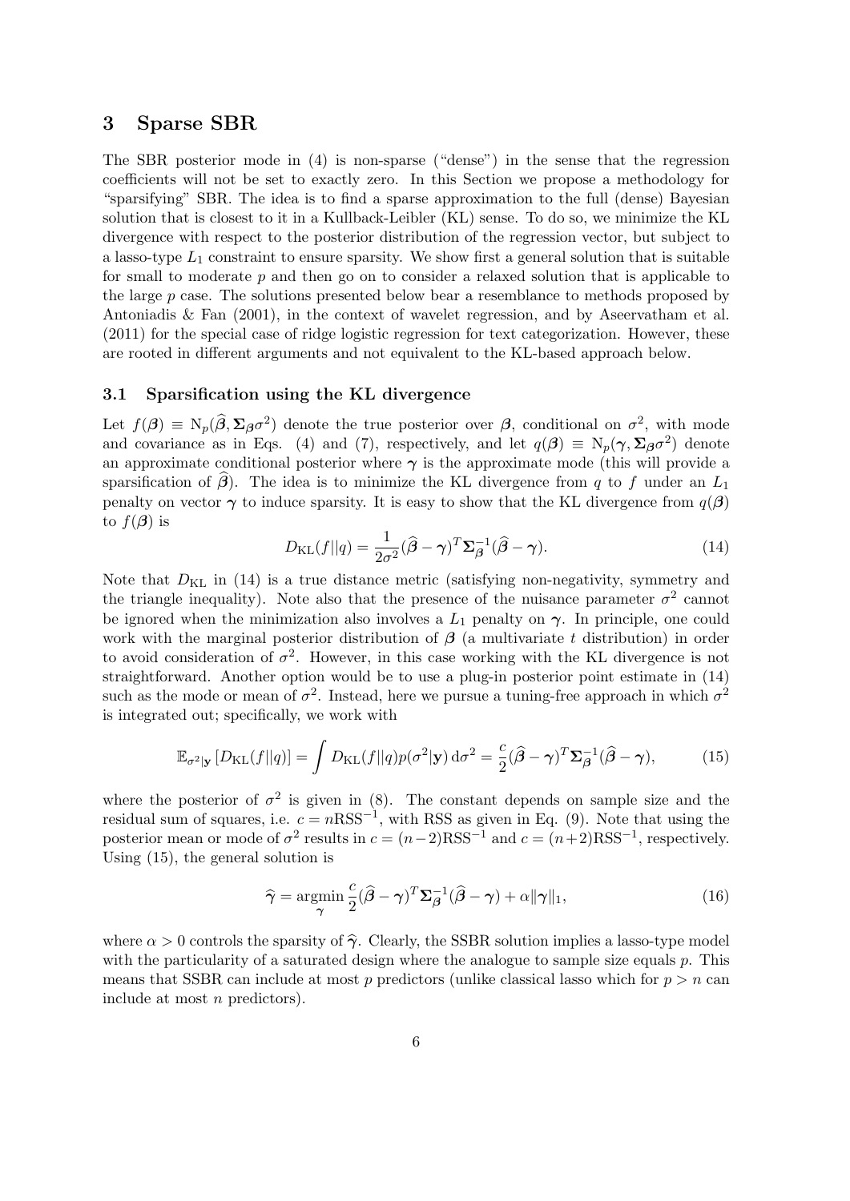## 3 Sparse SBR

The SBR posterior mode in (4) is non-sparse ("dense") in the sense that the regression coefficients will not be set to exactly zero. In this Section we propose a methodology for "sparsifying" SBR. The idea is to find a sparse approximation to the full (dense) Bayesian solution that is closest to it in a Kullback-Leibler (KL) sense. To do so, we minimize the KL divergence with respect to the posterior distribution of the regression vector, but subject to a lasso-type $L_1$ constraint to ensure sparsity. We show first a general solution that is suitable for small to moderate $p$ and then go on to consider a relaxed solution that is applicable to the large $p$ case. The solutions presented below bear a resemblance to methods proposed by Antoniadis & Fan (2001), in the context of wavelet regression, and by Aseervatham et al. (2011) for the special case of ridge logistic regression for text categorization. However, these are rooted in different arguments and not equivalent to the KL-based approach below.

### 3.1 Sparsification using the KL divergence

Let $f(\boldsymbol{\beta}) \equiv \mathrm{N}_p(\widehat{\boldsymbol{\beta}}, \boldsymbol{\Sigma}_{\boldsymbol{\beta}}\sigma^2)$ denote the true posterior over $\boldsymbol{\beta}$, conditional on $\sigma^2$, with mode and covariance as in Eqs. (4) and (7), respectively, and let $q(\boldsymbol{\beta}) \equiv \mathrm{N}_p(\boldsymbol{\gamma}, \boldsymbol{\Sigma}_{\boldsymbol{\beta}}\sigma^2)$ denote an approximate conditional posterior where $\boldsymbol{\gamma}$ is the approximate mode (this will provide a sparsification of $\widehat{\boldsymbol{\beta}}$). The idea is to minimize the KL divergence from $q$ to $f$ under an $L_1$ penalty on vector $\boldsymbol{\gamma}$ to induce sparsity. It is easy to show that the KL divergence from $q(\boldsymbol{\beta})$ to $f(\boldsymbol{\beta})$ is

$$D_{\mathrm{KL}}(f||q) = \frac{1}{2\sigma^2}(\widehat{\boldsymbol{\beta}} - \boldsymbol{\gamma})^T \boldsymbol{\Sigma}_{\boldsymbol{\beta}}^{-1}(\widehat{\boldsymbol{\beta}} - \boldsymbol{\gamma}). \tag{14}$$

Note that $D_{\mathrm{KL}}$ in (14) is a true distance metric (satisfying non-negativity, symmetry and the triangle inequality). Note also that the presence of the nuisance parameter $\sigma^2$ cannot be ignored when the minimization also involves a $L_1$ penalty on $\boldsymbol{\gamma}$. In principle, one could work with the marginal posterior distribution of $\boldsymbol{\beta}$ (a multivariate $t$ distribution) in order to avoid consideration of $\sigma^2$. However, in this case working with the KL divergence is not straightforward. Another option would be to use a plug-in posterior point estimate in (14) such as the mode or mean of $\sigma^2$. Instead, here we pursue a tuning-free approach in which $\sigma^2$ is integrated out; specifically, we work with

$$\mathbb{E}_{\sigma^2|\mathbf{y}}\left[D_{\mathrm{KL}}(f||q)\right] = \int D_{\mathrm{KL}}(f||q) p(\sigma^2|\mathbf{y})\, \mathrm{d}\sigma^2 = \frac{c}{2}(\widehat{\boldsymbol{\beta}} - \boldsymbol{\gamma})^T \boldsymbol{\Sigma}_{\boldsymbol{\beta}}^{-1}(\widehat{\boldsymbol{\beta}} - \boldsymbol{\gamma}), \tag{15}$$

where the posterior of $\sigma^2$ is given in (8). The constant depends on sample size and the residual sum of squares, i.e. $c = n\mathrm{RSS}^{-1}$, with RSS as given in Eq. (9). Note that using the posterior mean or mode of $\sigma^2$ results in $c = (n-2)\mathrm{RSS}^{-1}$ and $c = (n+2)\mathrm{RSS}^{-1}$, respectively. Using (15), the general solution is

$$\widehat{\boldsymbol{\gamma}} = \underset{\boldsymbol{\gamma}}{\operatorname{argmin}}\, \frac{c}{2}(\widehat{\boldsymbol{\beta}} - \boldsymbol{\gamma})^T \boldsymbol{\Sigma}_{\boldsymbol{\beta}}^{-1}(\widehat{\boldsymbol{\beta}} - \boldsymbol{\gamma}) + \alpha\|\boldsymbol{\gamma}\|_1, \tag{16}$$

where $\alpha > 0$ controls the sparsity of $\widehat{\boldsymbol{\gamma}}$. Clearly, the SSBR solution implies a lasso-type model with the particularity of a saturated design where the analogue to sample size equals $p$. This means that SSBR can include at most $p$ predictors (unlike classical lasso which for $p > n$ can include at most $n$ predictors).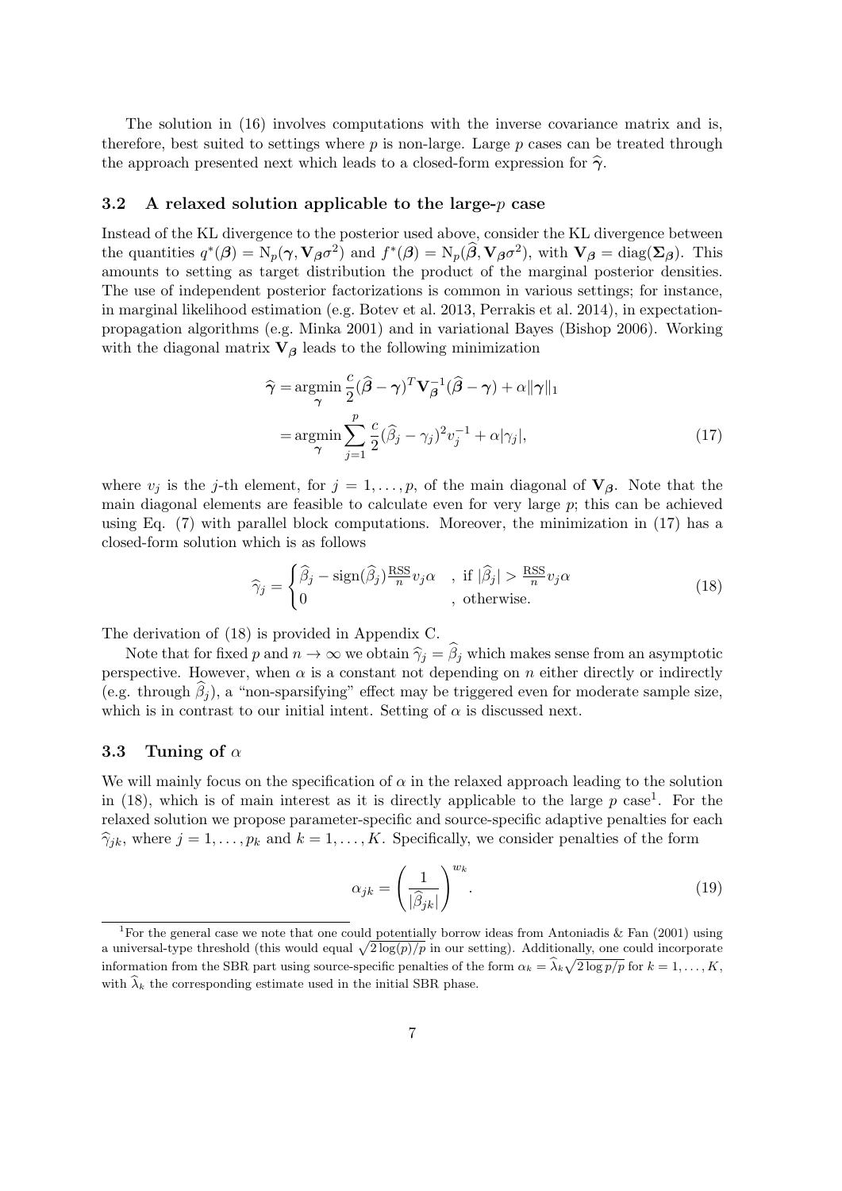The solution in (16) involves computations with the inverse covariance matrix and is, therefore, best suited to settings where $p$ is non-large. Large $p$ cases can be treated through the approach presented next which leads to a closed-form expression for $\widehat{\boldsymbol{\gamma}}$.

### 3.2 A relaxed solution applicable to the large-$p$ case

Instead of the KL divergence to the posterior used above, consider the KL divergence between the quantities $q^*(\boldsymbol{\beta}) = \mathrm{N}_p(\boldsymbol{\gamma}, \mathbf{V}_{\boldsymbol{\beta}}\sigma^2)$ and $f^*(\boldsymbol{\beta}) = \mathrm{N}_p(\widehat{\boldsymbol{\beta}}, \mathbf{V}_{\boldsymbol{\beta}}\sigma^2)$, with $\mathbf{V}_{\boldsymbol{\beta}} = \mathrm{diag}(\boldsymbol{\Sigma}_{\boldsymbol{\beta}})$. This amounts to setting as target distribution the product of the marginal posterior densities. The use of independent posterior factorizations is common in various settings; for instance, in marginal likelihood estimation (e.g. Botev et al. 2013, Perrakis et al. 2014), in expectation-propagation algorithms (e.g. Minka 2001) and in variational Bayes (Bishop 2006). Working with the diagonal matrix $\mathbf{V}_{\boldsymbol{\beta}}$ leads to the following minimization

$$
\begin{aligned}
\widehat{\boldsymbol{\gamma}} &= \underset{\boldsymbol{\gamma}}{\mathrm{argmin}} \, \frac{c}{2}(\widehat{\boldsymbol{\beta}} - \boldsymbol{\gamma})^T \mathbf{V}_{\boldsymbol{\beta}}^{-1} (\widehat{\boldsymbol{\beta}} - \boldsymbol{\gamma}) + \alpha \|\boldsymbol{\gamma}\|_1 \\
&= \underset{\boldsymbol{\gamma}}{\mathrm{argmin}} \sum_{j=1}^{p} \frac{c}{2}(\widehat{\beta}_j - \gamma_j)^2 v_j^{-1} + \alpha|\gamma_j|,
\end{aligned} \tag{17}
$$

where $v_j$ is the $j$-th element, for $j = 1, \ldots, p$, of the main diagonal of $\mathbf{V}_{\boldsymbol{\beta}}$. Note that the main diagonal elements are feasible to calculate even for very large $p$; this can be achieved using Eq. (7) with parallel block computations. Moreover, the minimization in (17) has a closed-form solution which is as follows

$$
\widehat{\gamma}_j = \begin{cases} \widehat{\beta}_j - \mathrm{sign}(\widehat{\beta}_j) \frac{\mathrm{RSS}}{n} v_j \alpha & , \text{ if } |\widehat{\beta}_j| > \frac{\mathrm{RSS}}{n} v_j \alpha \\ 0 & , \text{ otherwise.} \end{cases} \tag{18}
$$

The derivation of (18) is provided in Appendix C.

Note that for fixed $p$ and $n \to \infty$ we obtain $\widehat{\gamma}_j = \widehat{\beta}_j$ which makes sense from an asymptotic perspective. However, when $\alpha$ is a constant not depending on $n$ either directly or indirectly (e.g. through $\widehat{\beta}_j$), a "non-sparsifying" effect may be triggered even for moderate sample size, which is in contrast to our initial intent. Setting of $\alpha$ is discussed next.

### 3.3 Tuning of $\alpha$

We will mainly focus on the specification of $\alpha$ in the relaxed approach leading to the solution in (18), which is of main interest as it is directly applicable to the large $p$ case[1]. For the relaxed solution we propose parameter-specific and source-specific adaptive penalties for each $\widehat{\gamma}_{jk}$, where $j = 1, \ldots, p_k$ and $k = 1, \ldots, K$. Specifically, we consider penalties of the form

$$
\alpha_{jk} = \left( \frac{1}{|\widehat{\beta}_{jk}|} \right)^{w_k}. \tag{19}
$$

[1] For the general case we note that one could potentially borrow ideas from Antoniadis & Fan (2001) using a universal-type threshold (this would equal $\sqrt{2\log(p)/p}$ in our setting). Additionally, one could incorporate information from the SBR part using source-specific penalties of the form $\alpha_k = \widehat{\lambda}_k \sqrt{2\log p/p}$ for $k = 1, \ldots, K$, with $\widehat{\lambda}_k$ the corresponding estimate used in the initial SBR phase.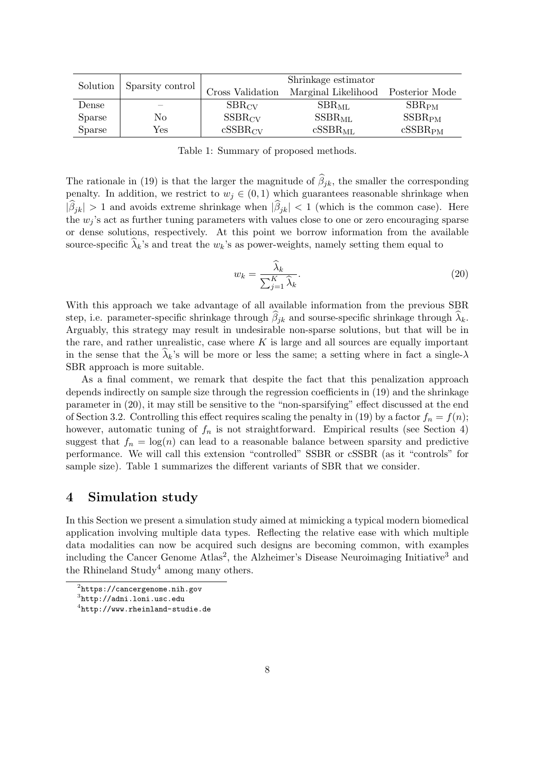| Solution | Sparsity control | Shrinkage estimator | | |
|---|---|---|---|---|
| | | Cross Validation | Marginal Likelihood | Posterior Mode |
| Dense | – | $\text{SBR}_{\text{CV}}$ | $\text{SBR}_{\text{ML}}$ | $\text{SBR}_{\text{PM}}$ |
| Sparse | No | $\text{SSBR}_{\text{CV}}$ | $\text{SSBR}_{\text{ML}}$ | $\text{SSBR}_{\text{PM}}$ |
| Sparse | Yes | $\text{cSSBR}_{\text{CV}}$ | $\text{cSSBR}_{\text{ML}}$ | $\text{cSSBR}_{\text{PM}}$ |

Table 1: Summary of proposed methods.

The rationale in (19) is that the larger the magnitude of $\widehat{\beta}_{jk}$, the smaller the corresponding penalty. In addition, we restrict to $w_j \in (0, 1)$ which guarantees reasonable shrinkage when $|\widehat{\beta}_{jk}| > 1$ and avoids extreme shrinkage when $|\widehat{\beta}_{jk}| < 1$ (which is the common case). Here the $w_j$'s act as further tuning parameters with values close to one or zero encouraging sparse or dense solutions, respectively. At this point we borrow information from the available source-specific $\widehat{\lambda}_k$'s and treat the $w_k$'s as power-weights, namely setting them equal to

$$w_k = \frac{\widehat{\lambda}_k}{\sum_{j=1}^{K} \widehat{\lambda}_k}. \tag{20}$$

With this approach we take advantage of all available information from the previous SBR step, i.e. parameter-specific shrinkage through $\widehat{\beta}_{jk}$ and sourse-specific shrinkage through $\widehat{\lambda}_k$. Arguably, this strategy may result in undesirable non-sparse solutions, but that will be in the rare, and rather unrealistic, case where $K$ is large and all sources are equally important in the sense that the $\widehat{\lambda}_k$'s will be more or less the same; a setting where in fact a single-$\lambda$ SBR approach is more suitable.

As a final comment, we remark that despite the fact that this penalization approach depends indirectly on sample size through the regression coefficients in (19) and the shrinkage parameter in (20), it may still be sensitive to the "non-sparsifying" effect discussed at the end of Section 3.2. Controlling this effect requires scaling the penalty in (19) by a factor $f_n = f(n)$; however, automatic tuning of $f_n$ is not straightforward. Empirical results (see Section 4) suggest that $f_n = \log(n)$ can lead to a reasonable balance between sparsity and predictive performance. We will call this extension "controlled" SSBR or cSSBR (as it "controls" for sample size). Table 1 summarizes the different variants of SBR that we consider.

## 4 Simulation study

In this Section we present a simulation study aimed at mimicking a typical modern biomedical application involving multiple data types. Reflecting the relative ease with which multiple data modalities can now be acquired such designs are becoming common, with examples including the Cancer Genome Atlas[2], the Alzheimer's Disease Neuroimaging Initiative[3] and the Rhineland Study[4] among many others.

[2] https://cancergenome.nih.gov

[3] http://adni.loni.usc.edu

[4] http://www.rheinland-studie.de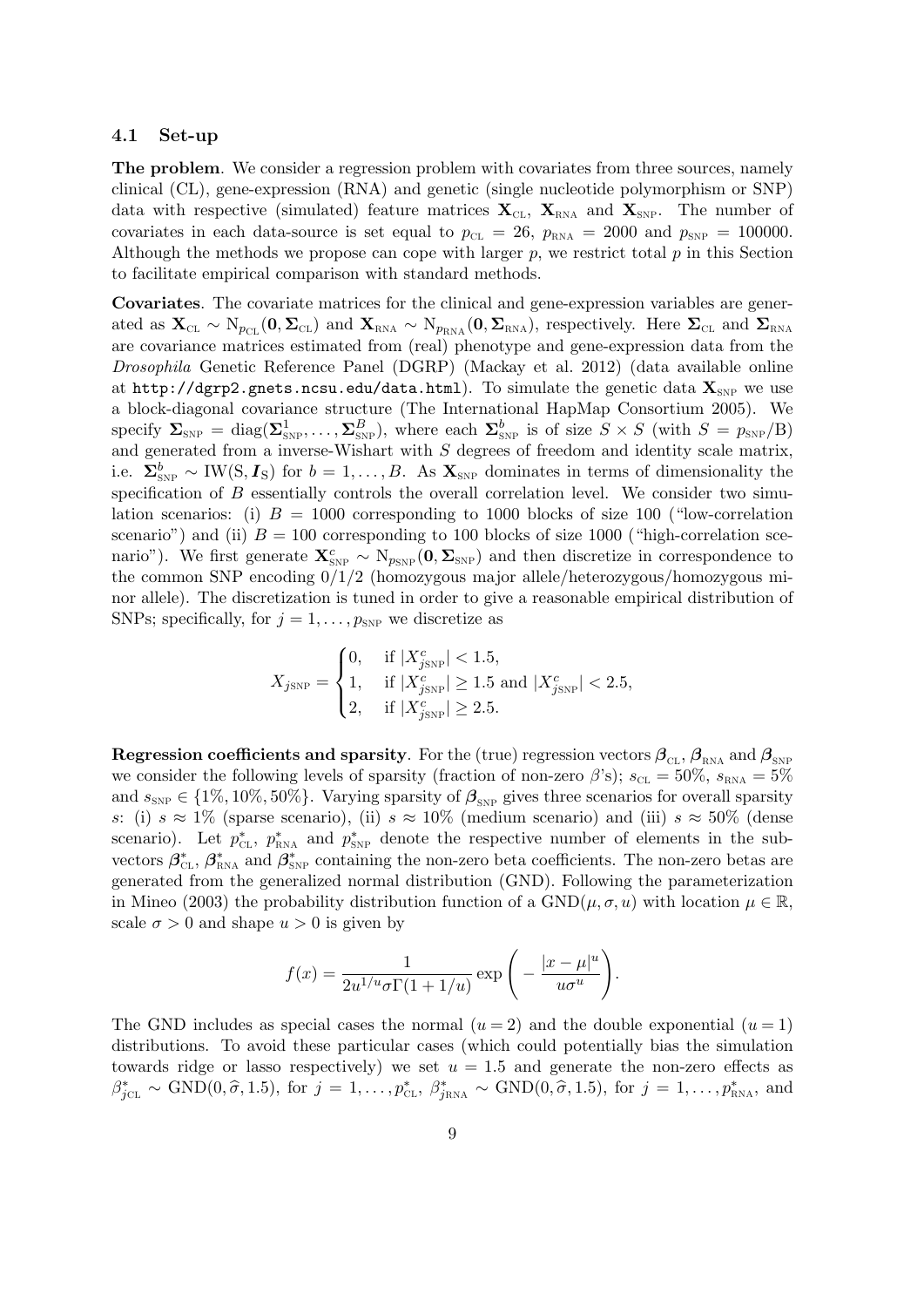### 4.1 Set-up

**The problem**. We consider a regression problem with covariates from three sources, namely clinical (CL), gene-expression (RNA) and genetic (single nucleotide polymorphism or SNP) data with respective (simulated) feature matrices $\mathbf{X}_{\text{CL}}$, $\mathbf{X}_{\text{RNA}}$ and $\mathbf{X}_{\text{SNP}}$. The number of covariates in each data-source is set equal to $p_{\text{CL}} = 26$, $p_{\text{RNA}} = 2000$ and $p_{\text{SNP}} = 100000$. Although the methods we propose can cope with larger $p$, we restrict total $p$ in this Section to facilitate empirical comparison with standard methods.

**Covariates**. The covariate matrices for the clinical and gene-expression variables are generated as $\mathbf{X}_{\text{CL}} \sim \text{N}_{p_{\text{CL}}}(\mathbf{0}, \mathbf{\Sigma}_{\text{CL}})$ and $\mathbf{X}_{\text{RNA}} \sim \text{N}_{p_{\text{RNA}}}(\mathbf{0}, \mathbf{\Sigma}_{\text{RNA}})$, respectively. Here $\mathbf{\Sigma}_{\text{CL}}$ and $\mathbf{\Sigma}_{\text{RNA}}$ are covariance matrices estimated from (real) phenotype and gene-expression data from the *Drosophila* Genetic Reference Panel (DGRP) (Mackay et al. 2012) (data available online at `http://dgrp2.gnets.ncsu.edu/data.html`). To simulate the genetic data $\mathbf{X}_{\text{SNP}}$ we use a block-diagonal covariance structure (The International HapMap Consortium 2005). We specify $\mathbf{\Sigma}_{\text{SNP}} = \text{diag}(\mathbf{\Sigma}^1_{\text{SNP}}, \ldots, \mathbf{\Sigma}^B_{\text{SNP}})$, where each $\mathbf{\Sigma}^b_{\text{SNP}}$ is of size $S \times S$ (with $S = p_{\text{SNP}}/\text{B}$) and generated from a inverse-Wishart with $S$ degrees of freedom and identity scale matrix, i.e. $\mathbf{\Sigma}^b_{\text{SNP}} \sim \text{IW}(\text{S}, \boldsymbol{I}_{\text{S}})$ for $b = 1, \ldots, B$. As $\mathbf{X}_{\text{SNP}}$ dominates in terms of dimensionality the specification of $B$ essentially controls the overall correlation level. We consider two simulation scenarios: (i) $B = 1000$ corresponding to 1000 blocks of size 100 ("low-correlation scenario") and (ii) $B = 100$ corresponding to 100 blocks of size 1000 ("high-correlation scenario"). We first generate $\mathbf{X}^c_{\text{SNP}} \sim \text{N}_{p_{\text{SNP}}}(\mathbf{0}, \mathbf{\Sigma}_{\text{SNP}})$ and then discretize in correspondence to the common SNP encoding 0/1/2 (homozygous major allele/heterozygous/homozygous minor allele). The discretization is tuned in order to give a reasonable empirical distribution of SNPs; specifically, for $j = 1, \ldots, p_{\text{SNP}}$ we discretize as

$$
X_{j\text{SNP}} = \begin{cases} 0, & \text{if } |X^c_{j\text{SNP}}| < 1.5, \\ 1, & \text{if } |X^c_{j\text{SNP}}| \geq 1.5 \text{ and } |X^c_{j\text{SNP}}| < 2.5, \\ 2, & \text{if } |X^c_{j\text{SNP}}| \geq 2.5. \end{cases}
$$

**Regression coefficients and sparsity**. For the (true) regression vectors $\boldsymbol{\beta}_{\text{CL}}$, $\boldsymbol{\beta}_{\text{RNA}}$ and $\boldsymbol{\beta}_{\text{SNP}}$ we consider the following levels of sparsity (fraction of non-zero $\beta$'s); $s_{\text{CL}} = 50\%$, $s_{\text{RNA}} = 5\%$ and $s_{\text{SNP}} \in \{1\%, 10\%, 50\%\}$. Varying sparsity of $\boldsymbol{\beta}_{\text{SNP}}$ gives three scenarios for overall sparsity $s$: (i) $s \approx 1\%$ (sparse scenario), (ii) $s \approx 10\%$ (medium scenario) and (iii) $s \approx 50\%$ (dense scenario). Let $p^*_{\text{CL}}$, $p^*_{\text{RNA}}$ and $p^*_{\text{SNP}}$ denote the respective number of elements in the subvectors $\boldsymbol{\beta}^*_{\text{CL}}$, $\boldsymbol{\beta}^*_{\text{RNA}}$ and $\boldsymbol{\beta}^*_{\text{SNP}}$ containing the non-zero beta coefficients. The non-zero betas are generated from the generalized normal distribution (GND). Following the parameterization in Mineo (2003) the probability distribution function of a $\text{GND}(\mu, \sigma, u)$ with location $\mu \in \mathbb{R}$, scale $\sigma > 0$ and shape $u > 0$ is given by

$$
f(x) = \frac{1}{2u^{1/u}\sigma\Gamma(1 + 1/u)} \exp\Bigg( -\frac{|x - \mu|^u}{u\sigma^u} \Bigg).
$$

The GND includes as special cases the normal ($u = 2$) and the double exponential ($u = 1$) distributions. To avoid these particular cases (which could potentially bias the simulation towards ridge or lasso respectively) we set $u = 1.5$ and generate the non-zero effects as $\beta^*_{j\text{CL}} \sim \text{GND}(0, \widehat{\sigma}, 1.5)$, for $j = 1, \ldots, p^*_{\text{CL}}$, $\beta^*_{j\text{RNA}} \sim \text{GND}(0, \widehat{\sigma}, 1.5)$, for $j = 1, \ldots, p^*_{\text{RNA}}$, and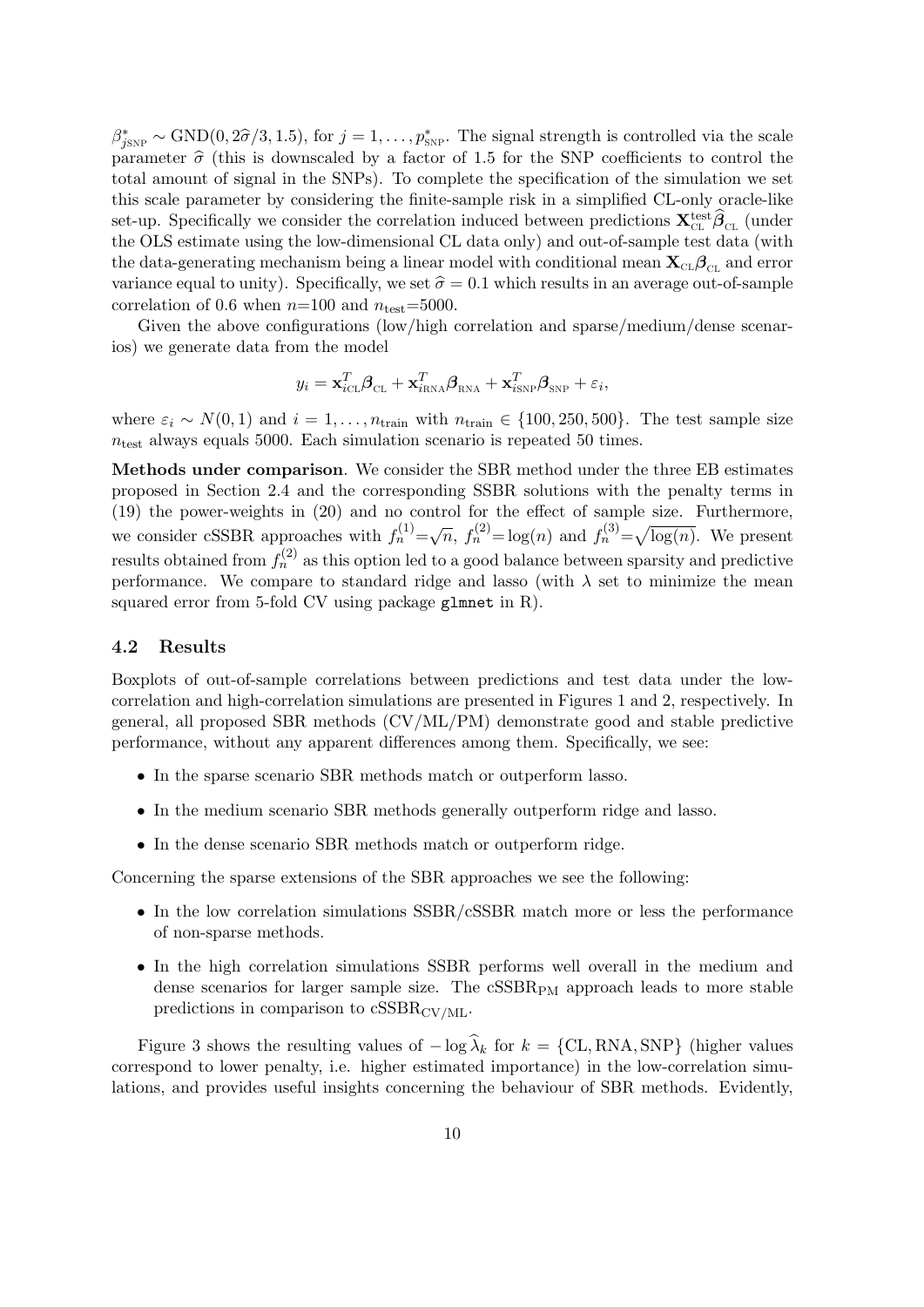$\beta^*_{j\text{SNP}} \sim \text{GND}(0, 2\widehat{\sigma}/3, 1.5)$, for $j = 1, \ldots, p^*_{\text{SNP}}$. The signal strength is controlled via the scale parameter $\widehat{\sigma}$ (this is downscaled by a factor of 1.5 for the SNP coefficients to control the total amount of signal in the SNPs). To complete the specification of the simulation we set this scale parameter by considering the finite-sample risk in a simplified CL-only oracle-like set-up. Specifically we consider the correlation induced between predictions $\mathbf{X}^{\text{test}}_{\text{CL}}\widehat{\boldsymbol{\beta}}_{\text{CL}}$ (under the OLS estimate using the low-dimensional CL data only) and out-of-sample test data (with the data-generating mechanism being a linear model with conditional mean $\mathbf{X}_{\text{CL}}\boldsymbol{\beta}_{\text{CL}}$ and error variance equal to unity). Specifically, we set $\widehat{\sigma} = 0.1$ which results in an average out-of-sample correlation of 0.6 when $n$=100 and $n_{\text{test}}$=5000.

Given the above configurations (low/high correlation and sparse/medium/dense scenarios) we generate data from the model

$$y_i = \mathbf{x}^T_{i\text{CL}}\boldsymbol{\beta}_{\text{CL}} + \mathbf{x}^T_{i\text{RNA}}\boldsymbol{\beta}_{\text{RNA}} + \mathbf{x}^T_{i\text{SNP}}\boldsymbol{\beta}_{\text{SNP}} + \varepsilon_i,$$

where $\varepsilon_i \sim N(0, 1)$ and $i = 1, \ldots, n_{\text{train}}$ with $n_{\text{train}} \in \{100, 250, 500\}$. The test sample size $n_{\text{test}}$ always equals 5000. Each simulation scenario is repeated 50 times.

**Methods under comparison**. We consider the SBR method under the three EB estimates proposed in Section 2.4 and the corresponding SSBR solutions with the penalty terms in (19) the power-weights in (20) and no control for the effect of sample size. Furthermore, we consider cSSBR approaches with $f^{(1)}_n$=$\sqrt{n}$, $f^{(2)}_n$=$\log(n)$ and $f^{(3)}_n$=$\sqrt{\log(n)}$. We present results obtained from $f^{(2)}_n$ as this option led to a good balance between sparsity and predictive performance. We compare to standard ridge and lasso (with $\lambda$ set to minimize the mean squared error from 5-fold CV using package `glmnet` in R).

### 4.2 Results

Boxplots of out-of-sample correlations between predictions and test data under the low-correlation and high-correlation simulations are presented in Figures 1 and 2, respectively. In general, all proposed SBR methods (CV/ML/PM) demonstrate good and stable predictive performance, without any apparent differences among them. Specifically, we see:

- In the sparse scenario SBR methods match or outperform lasso.
- In the medium scenario SBR methods generally outperform ridge and lasso.
- In the dense scenario SBR methods match or outperform ridge.

Concerning the sparse extensions of the SBR approaches we see the following:

- In the low correlation simulations SSBR/cSSBR match more or less the performance of non-sparse methods.
- In the high correlation simulations SSBR performs well overall in the medium and dense scenarios for larger sample size. The $\text{cSSBR}_{\text{PM}}$ approach leads to more stable predictions in comparison to $\text{cSSBR}_{\text{CV/ML}}$.

Figure 3 shows the resulting values of $-\log\widehat{\lambda}_k$ for $k = \{\text{CL}, \text{RNA}, \text{SNP}\}$ (higher values correspond to lower penalty, i.e. higher estimated importance) in the low-correlation simulations, and provides useful insights concerning the behaviour of SBR methods. Evidently,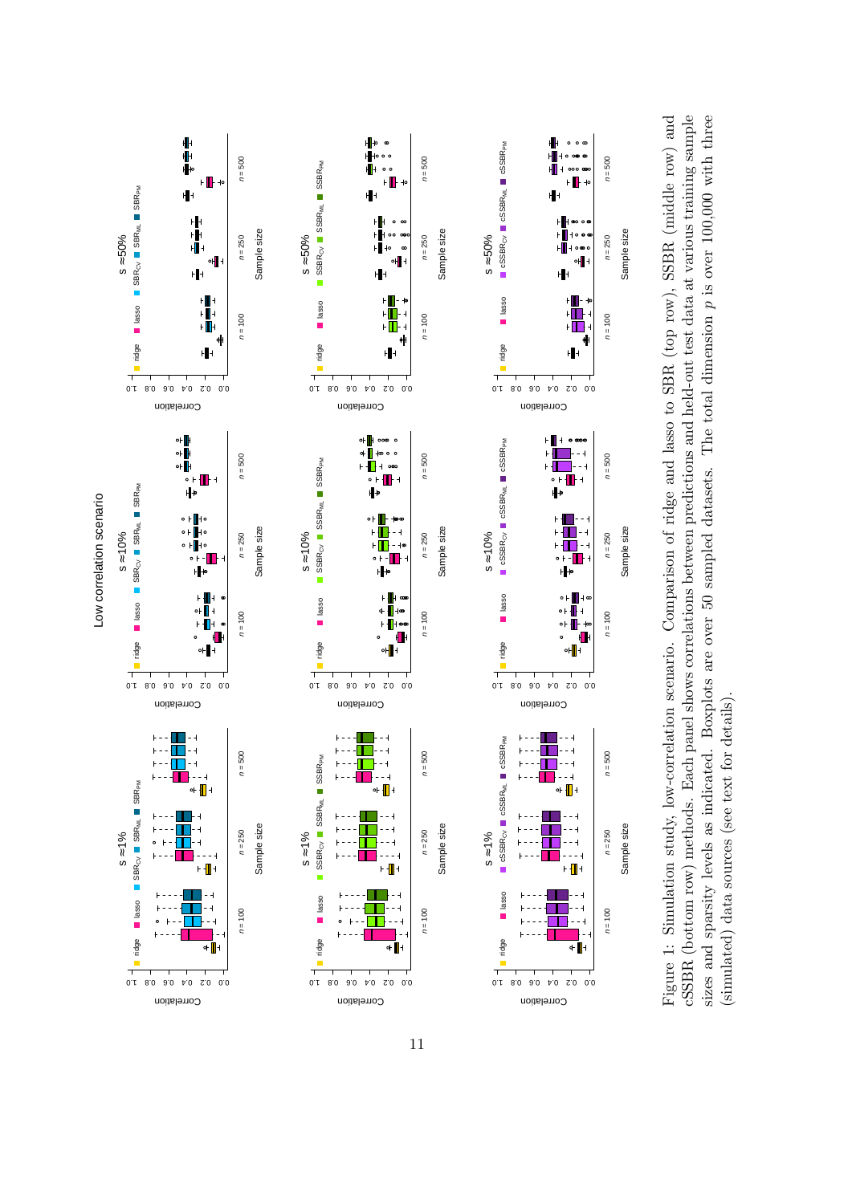Figure 1: Simulation study, low-correlation scenario. Comparison of ridge and lasso to SBR (top row), SSBR (middle row) and cSSBR (bottom row) methods. Each panel shows correlations between predictions and held-out test data at various training sample sizes and sparsity levels as indicated. Boxplots are over 50 sampled datasets. The total dimension $p$ is over 100,000 with three (simulated) data sources (see text for details).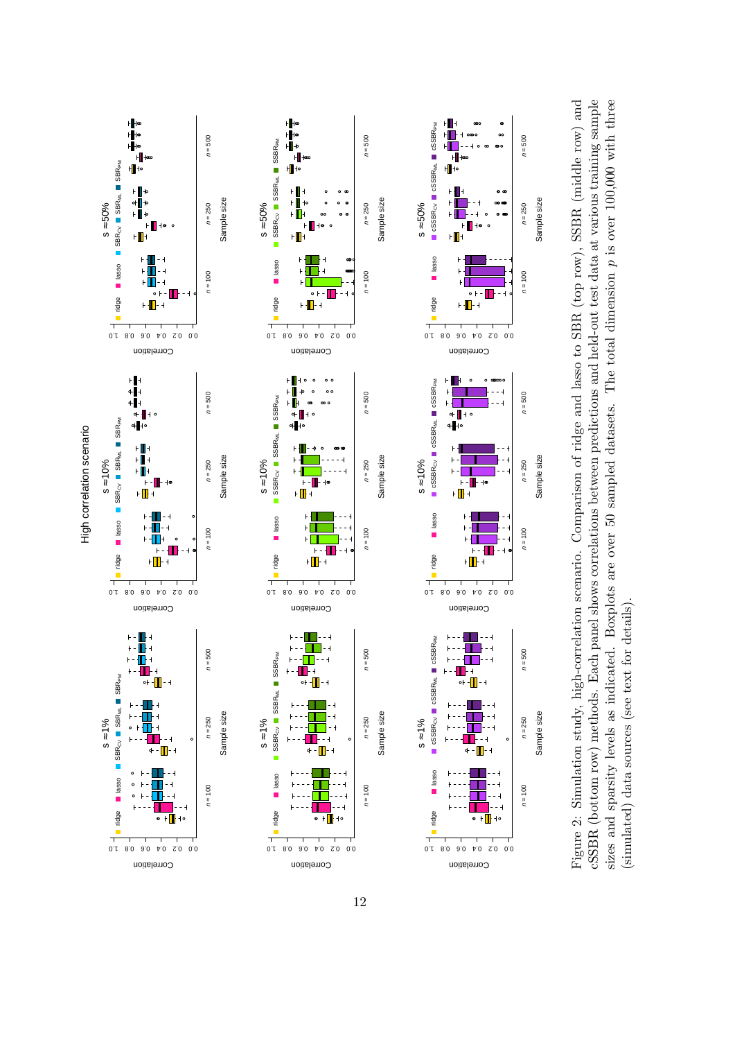Figure 2: Simulation study, high-correlation scenario. Comparison of ridge and lasso to SBR (top row), SSBR (middle row) and cSSBR (bottom row) methods. Each panel shows correlations between predictions and held-out test data at various training sample sizes and sparsity levels as indicated. Boxplots are over 50 sampled datasets. The total dimension $p$ is over 100,000 with three (simulated) data sources (see text for details).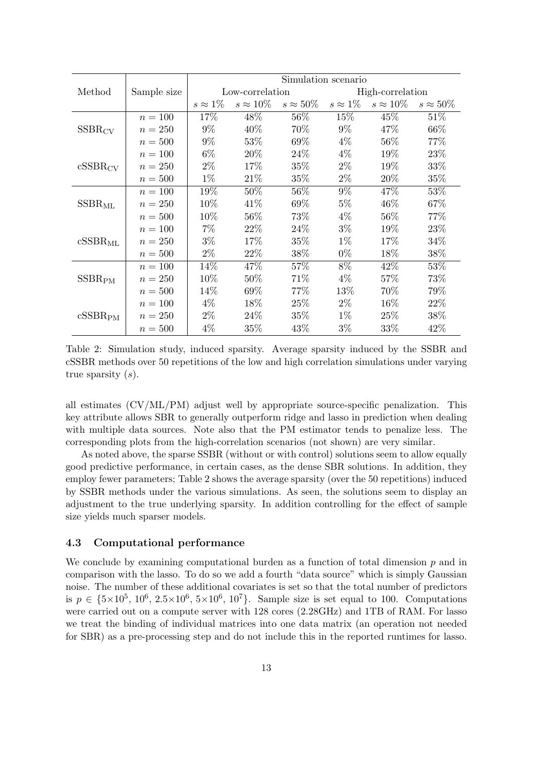| Method | Sample size | Simulation scenario | | | | | |
|---|---|---|---|---|---|---|---|
| | | Low-correlation | | | High-correlation | | |
| | | $s \approx 1\%$ | $s \approx 10\%$ | $s \approx 50\%$ | $s \approx 1\%$ | $s \approx 10\%$ | $s \approx 50\%$ |
| $\text{SSBR}_{\text{CV}}$ | $n = 100$ | 17% | 48% | 56% | 15% | 45% | 51% |
| | $n = 250$ | 9% | 40% | 70% | 9% | 47% | 66% |
| | $n = 500$ | 9% | 53% | 69% | 4% | 56% | 77% |
| $\text{cSSBR}_{\text{CV}}$ | $n = 100$ | 6% | 20% | 24% | 4% | 19% | 23% |
| | $n = 250$ | 2% | 17% | 35% | 2% | 19% | 33% |
| | $n = 500$ | 1% | 21% | 35% | 2% | 20% | 35% |
| $\text{SSBR}_{\text{ML}}$ | $n = 100$ | 19% | 50% | 56% | 9% | 47% | 53% |
| | $n = 250$ | 10% | 41% | 69% | 5% | 46% | 67% |
| | $n = 500$ | 10% | 56% | 73% | 4% | 56% | 77% |
| $\text{cSSBR}_{\text{ML}}$ | $n = 100$ | 7% | 22% | 24% | 3% | 19% | 23% |
| | $n = 250$ | 3% | 17% | 35% | 1% | 17% | 34% |
| | $n = 500$ | 2% | 22% | 38% | 0% | 18% | 38% |
| $\text{SSBR}_{\text{PM}}$ | $n = 100$ | 14% | 47% | 57% | 8% | 42% | 53% |
| | $n = 250$ | 10% | 50% | 71% | 4% | 57% | 73% |
| | $n = 500$ | 14% | 69% | 77% | 13% | 70% | 79% |
| $\text{cSSBR}_{\text{PM}}$ | $n = 100$ | 4% | 18% | 25% | 2% | 16% | 22% |
| | $n = 250$ | 2% | 24% | 35% | 1% | 25% | 38% |
| | $n = 500$ | 4% | 35% | 43% | 3% | 33% | 42% |

Table 2: Simulation study, induced sparsity. Average sparsity induced by the SSBR and cSSBR methods over 50 repetitions of the low and high correlation simulations under varying true sparsity ($s$).

all estimates (CV/ML/PM) adjust well by appropriate source-specific penalization. This key attribute allows SBR to generally outperform ridge and lasso in prediction when dealing with multiple data sources. Note also that the PM estimator tends to penalize less. The corresponding plots from the high-correlation scenarios (not shown) are very similar.

As noted above, the sparse SSBR (without or with control) solutions seem to allow equally good predictive performance, in certain cases, as the dense SBR solutions. In addition, they employ fewer parameters; Table 2 shows the average sparsity (over the 50 repetitions) induced by SSBR methods under the various simulations. As seen, the solutions seem to display an adjustment to the true underlying sparsity. In addition controlling for the effect of sample size yields much sparser models.

### 4.3 Computational performance

We conclude by examining computational burden as a function of total dimension $p$ and in comparison with the lasso. To do so we add a fourth "data source" which is simply Gaussian noise. The number of these additional covariates is set so that the total number of predictors is $p \in \{5{\times}10^5, 10^6, 2.5{\times}10^6, 5{\times}10^6, 10^7\}$. Sample size is set equal to 100. Computations were carried out on a compute server with 128 cores (2.28GHz) and 1TB of RAM. For lasso we treat the binding of individual matrices into one data matrix (an operation not needed for SBR) as a pre-processing step and do not include this in the reported runtimes for lasso.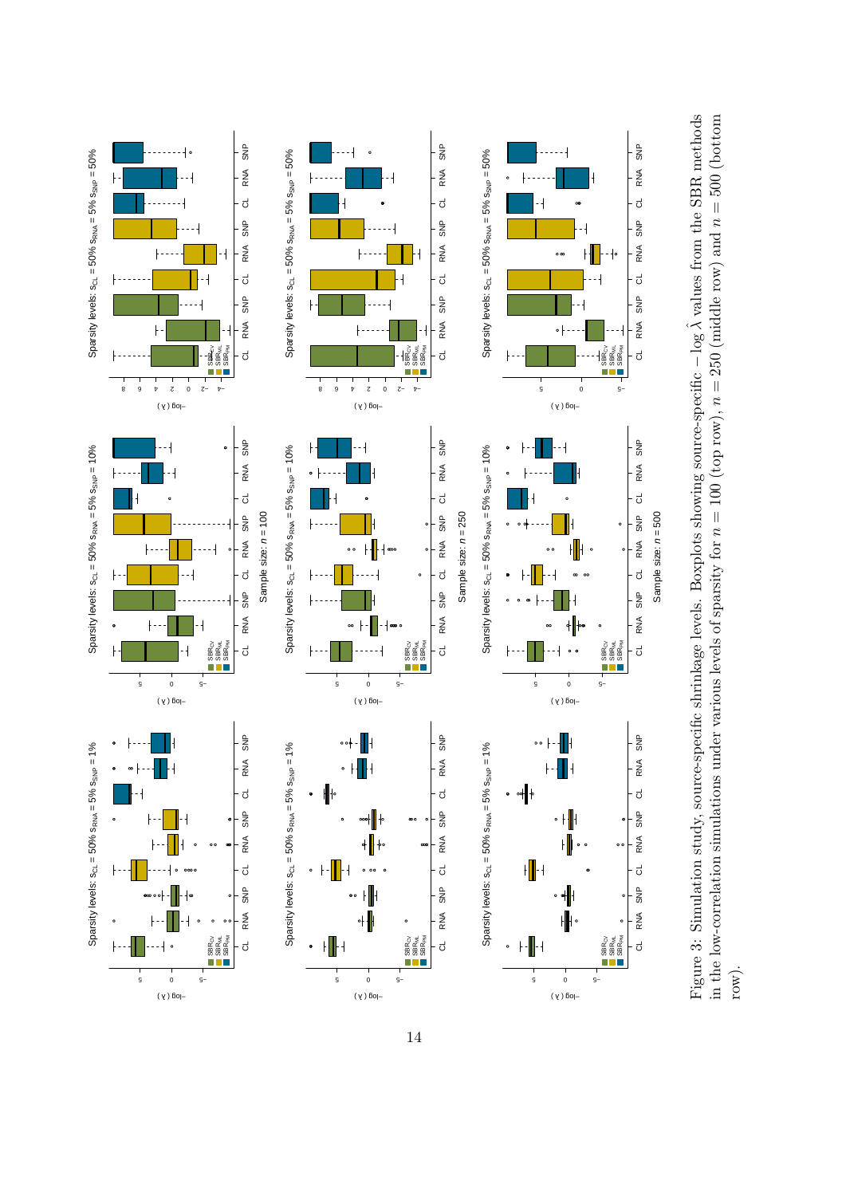Figure 3: Simulation study, source-specific shrinkage levels. Boxplots showing source-specific $-\log\hat{\lambda}$ values from the SBR methods in the low-correlation simulations under various levels of sparsity for $n = 100$ (top row), $n = 250$ (middle row) and $n = 500$ (bottom row).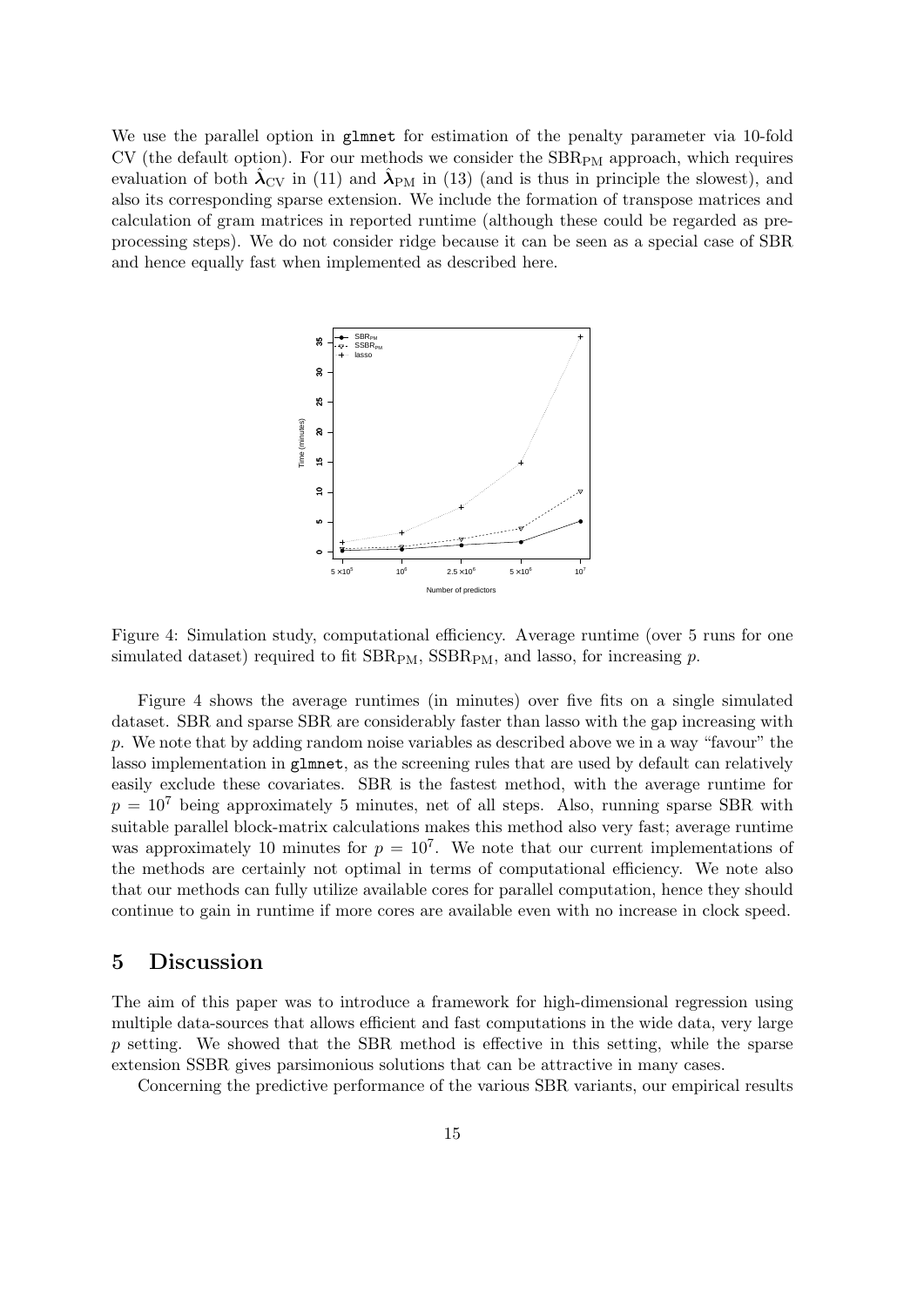We use the parallel option in glmnet for estimation of the penalty parameter via 10-fold CV (the default option). For our methods we consider the $\text{SBR}_{\text{PM}}$ approach, which requires evaluation of both $\hat{\boldsymbol{\lambda}}_{\text{CV}}$ in (11) and $\hat{\boldsymbol{\lambda}}_{\text{PM}}$ in (13) (and is thus in principle the slowest), and also its corresponding sparse extension. We include the formation of transpose matrices and calculation of gram matrices in reported runtime (although these could be regarded as pre-processing steps). We do not consider ridge because it can be seen as a special case of SBR and hence equally fast when implemented as described here.

Figure 4: Simulation study, computational efficiency. Average runtime (over 5 runs for one simulated dataset) required to fit $\text{SBR}_{\text{PM}}$, $\text{SSBR}_{\text{PM}}$, and lasso, for increasing $p$.

Figure 4 shows the average runtimes (in minutes) over five fits on a single simulated dataset. SBR and sparse SBR are considerably faster than lasso with the gap increasing with $p$. We note that by adding random noise variables as described above we in a way "favour" the lasso implementation in glmnet, as the screening rules that are used by default can relatively easily exclude these covariates. SBR is the fastest method, with the average runtime for $p = 10^7$ being approximately 5 minutes, net of all steps. Also, running sparse SBR with suitable parallel block-matrix calculations makes this method also very fast; average runtime was approximately 10 minutes for $p = 10^7$. We note that our current implementations of the methods are certainly not optimal in terms of computational efficiency. We note also that our methods can fully utilize available cores for parallel computation, hence they should continue to gain in runtime if more cores are available even with no increase in clock speed.

## 5 Discussion

The aim of this paper was to introduce a framework for high-dimensional regression using multiple data-sources that allows efficient and fast computations in the wide data, very large $p$ setting. We showed that the SBR method is effective in this setting, while the sparse extension SSBR gives parsimonious solutions that can be attractive in many cases.

Concerning the predictive performance of the various SBR variants, our empirical results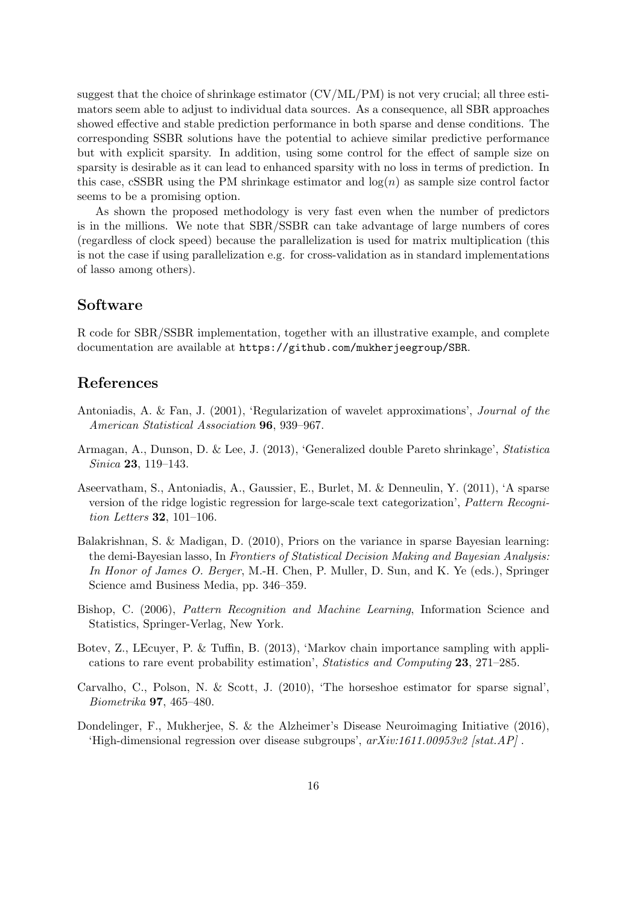suggest that the choice of shrinkage estimator (CV/ML/PM) is not very crucial; all three estimators seem able to adjust to individual data sources. As a consequence, all SBR approaches showed effective and stable prediction performance in both sparse and dense conditions. The corresponding SSBR solutions have the potential to achieve similar predictive performance but with explicit sparsity. In addition, using some control for the effect of sample size on sparsity is desirable as it can lead to enhanced sparsity with no loss in terms of prediction. In this case, cSSBR using the PM shrinkage estimator and $\log(n)$ as sample size control factor seems to be a promising option.

As shown the proposed methodology is very fast even when the number of predictors is in the millions. We note that SBR/SSBR can take advantage of large numbers of cores (regardless of clock speed) because the parallelization is used for matrix multiplication (this is not the case if using parallelization e.g. for cross-validation as in standard implementations of lasso among others).

## Software

R code for SBR/SSBR implementation, together with an illustrative example, and complete documentation are available at `https://github.com/mukherjeegroup/SBR`.

## References

Antoniadis, A. & Fan, J. (2001), 'Regularization of wavelet approximations', *Journal of the American Statistical Association* **96**, 939–967.

Armagan, A., Dunson, D. & Lee, J. (2013), 'Generalized double Pareto shrinkage', *Statistica Sinica* **23**, 119–143.

Aseervatham, S., Antoniadis, A., Gaussier, E., Burlet, M. & Denneulin, Y. (2011), 'A sparse version of the ridge logistic regression for large-scale text categorization', *Pattern Recognition Letters* **32**, 101–106.

Balakrishnan, S. & Madigan, D. (2010), Priors on the variance in sparse Bayesian learning: the demi-Bayesian lasso, In *Frontiers of Statistical Decision Making and Bayesian Analysis: In Honor of James O. Berger*, M.-H. Chen, P. Muller, D. Sun, and K. Ye (eds.), Springer Science amd Business Media, pp. 346–359.

Bishop, C. (2006), *Pattern Recognition and Machine Learning*, Information Science and Statistics, Springer-Verlag, New York.

Botev, Z., LEcuyer, P. & Tuffin, B. (2013), 'Markov chain importance sampling with applications to rare event probability estimation', *Statistics and Computing* **23**, 271–285.

Carvalho, C., Polson, N. & Scott, J. (2010), 'The horseshoe estimator for sparse signal', *Biometrika* **97**, 465–480.

Dondelinger, F., Mukherjee, S. & the Alzheimer's Disease Neuroimaging Initiative (2016), 'High-dimensional regression over disease subgroups', *arXiv:1611.00953v2 [stat.AP]* .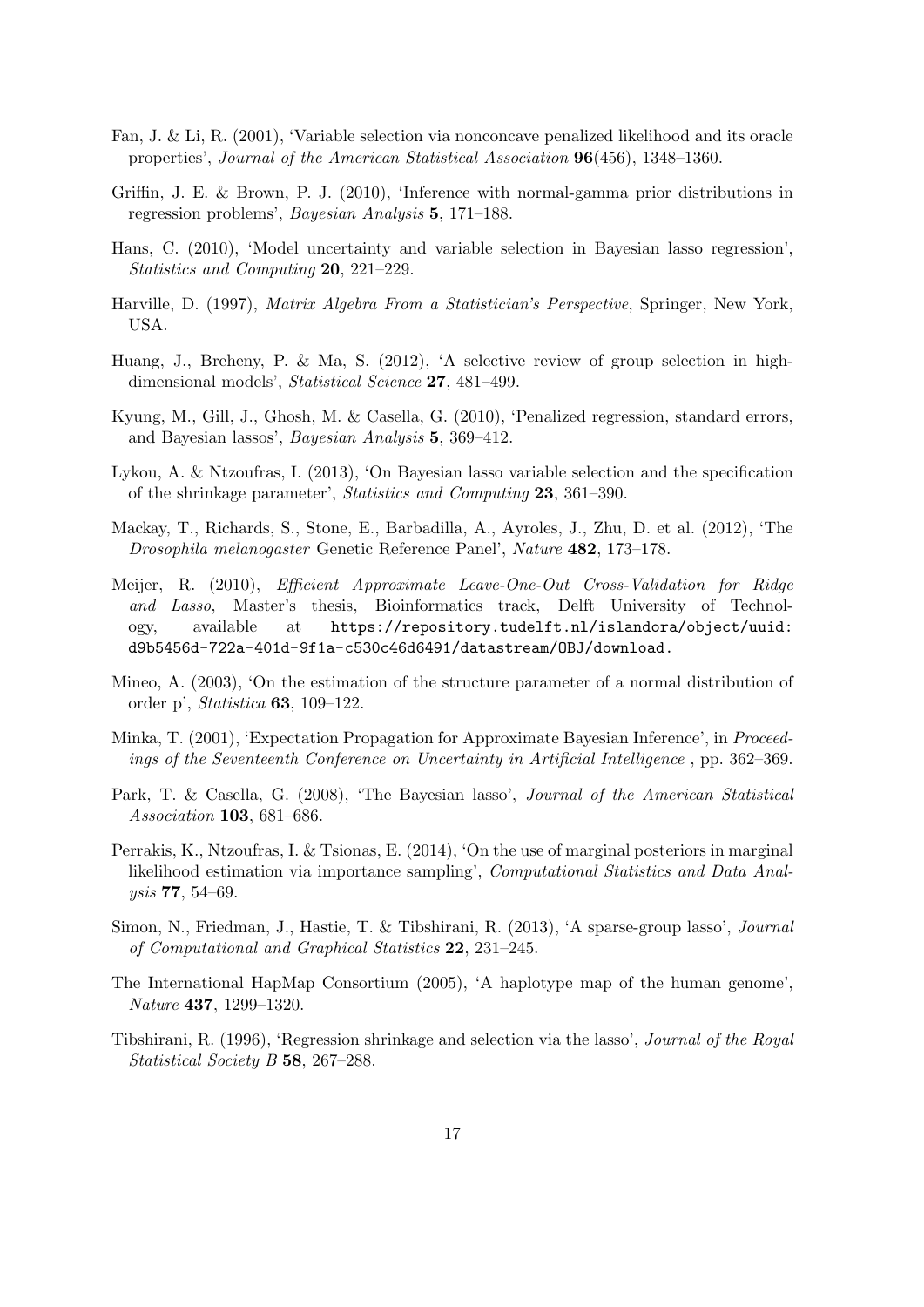Fan, J. & Li, R. (2001), 'Variable selection via nonconcave penalized likelihood and its oracle properties', *Journal of the American Statistical Association* **96**(456), 1348–1360.

Griffin, J. E. & Brown, P. J. (2010), 'Inference with normal-gamma prior distributions in regression problems', *Bayesian Analysis* **5**, 171–188.

Hans, C. (2010), 'Model uncertainty and variable selection in Bayesian lasso regression', *Statistics and Computing* **20**, 221–229.

Harville, D. (1997), *Matrix Algebra From a Statistician's Perspective*, Springer, New York, USA.

Huang, J., Breheny, P. & Ma, S. (2012), 'A selective review of group selection in high-dimensional models', *Statistical Science* **27**, 481–499.

Kyung, M., Gill, J., Ghosh, M. & Casella, G. (2010), 'Penalized regression, standard errors, and Bayesian lassos', *Bayesian Analysis* **5**, 369–412.

Lykou, A. & Ntzoufras, I. (2013), 'On Bayesian lasso variable selection and the specification of the shrinkage parameter', *Statistics and Computing* **23**, 361–390.

Mackay, T., Richards, S., Stone, E., Barbadilla, A., Ayroles, J., Zhu, D. et al. (2012), 'The *Drosophila melanogaster* Genetic Reference Panel', *Nature* **482**, 173–178.

Meijer, R. (2010), *Efficient Approximate Leave-One-Out Cross-Validation for Ridge and Lasso*, Master's thesis, Bioinformatics track, Delft University of Technology, available at `https://repository.tudelft.nl/islandora/object/uuid:d9b5456d-722a-401d-9f1a-c530c46d6491/datastream/OBJ/download.`

Mineo, A. (2003), 'On the estimation of the structure parameter of a normal distribution of order p', *Statistica* **63**, 109–122.

Minka, T. (2001), 'Expectation Propagation for Approximate Bayesian Inference', in *Proceedings of the Seventeenth Conference on Uncertainty in Artificial Intelligence* , pp. 362–369.

Park, T. & Casella, G. (2008), 'The Bayesian lasso', *Journal of the American Statistical Association* **103**, 681–686.

Perrakis, K., Ntzoufras, I. & Tsionas, E. (2014), 'On the use of marginal posteriors in marginal likelihood estimation via importance sampling', *Computational Statistics and Data Analysis* **77**, 54–69.

Simon, N., Friedman, J., Hastie, T. & Tibshirani, R. (2013), 'A sparse-group lasso', *Journal of Computational and Graphical Statistics* **22**, 231–245.

The International HapMap Consortium (2005), 'A haplotype map of the human genome', *Nature* **437**, 1299–1320.

Tibshirani, R. (1996), 'Regression shrinkage and selection via the lasso', *Journal of the Royal Statistical Society B* **58**, 267–288.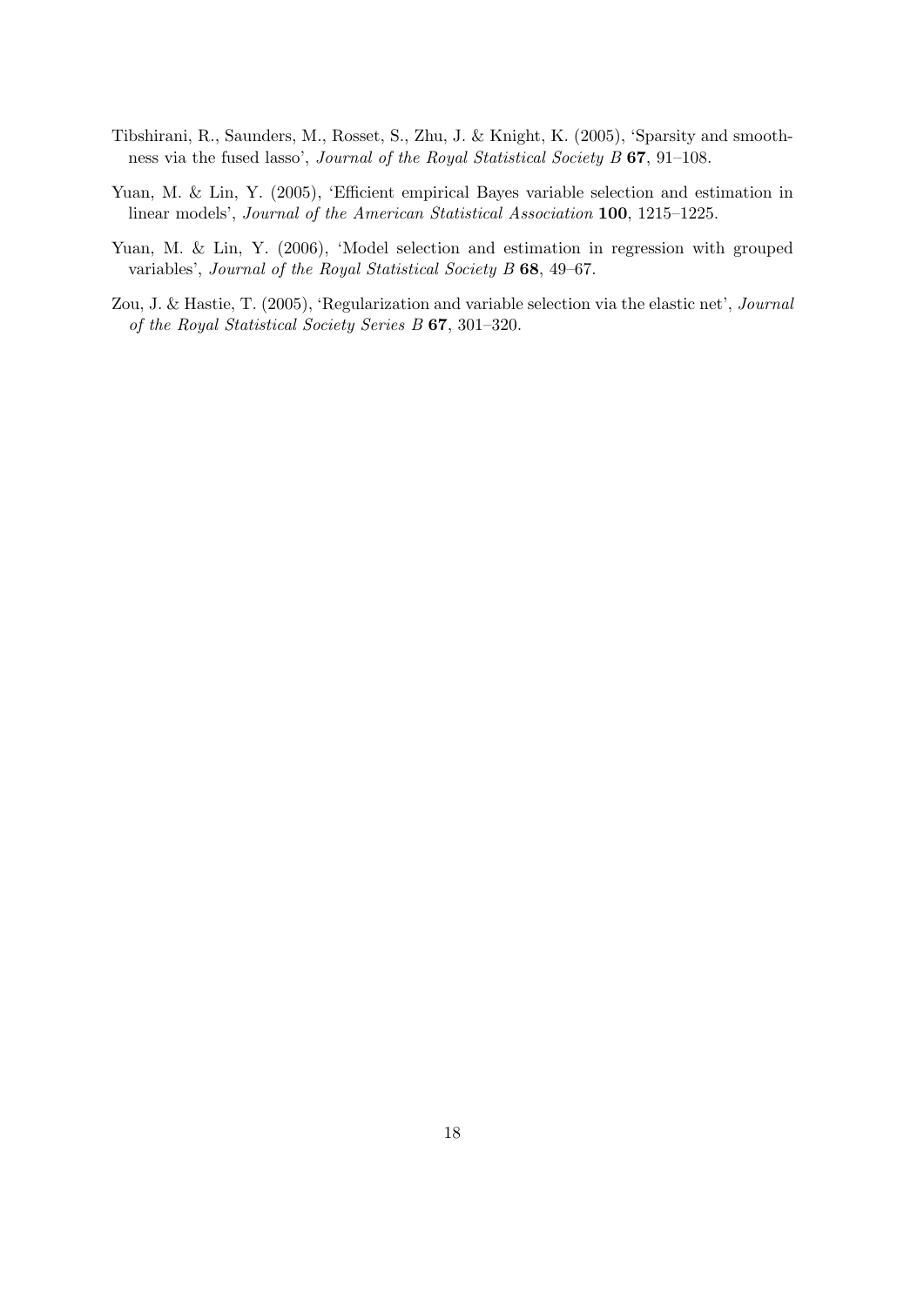Tibshirani, R., Saunders, M., Rosset, S., Zhu, J. & Knight, K. (2005), 'Sparsity and smoothness via the fused lasso', *Journal of the Royal Statistical Society B* **67**, 91–108.

Yuan, M. & Lin, Y. (2005), 'Efficient empirical Bayes variable selection and estimation in linear models', *Journal of the American Statistical Association* **100**, 1215–1225.

Yuan, M. & Lin, Y. (2006), 'Model selection and estimation in regression with grouped variables', *Journal of the Royal Statistical Society B* **68**, 49–67.

Zou, J. & Hastie, T. (2005), 'Regularization and variable selection via the elastic net', *Journal of the Royal Statistical Society Series B* **67**, 301–320.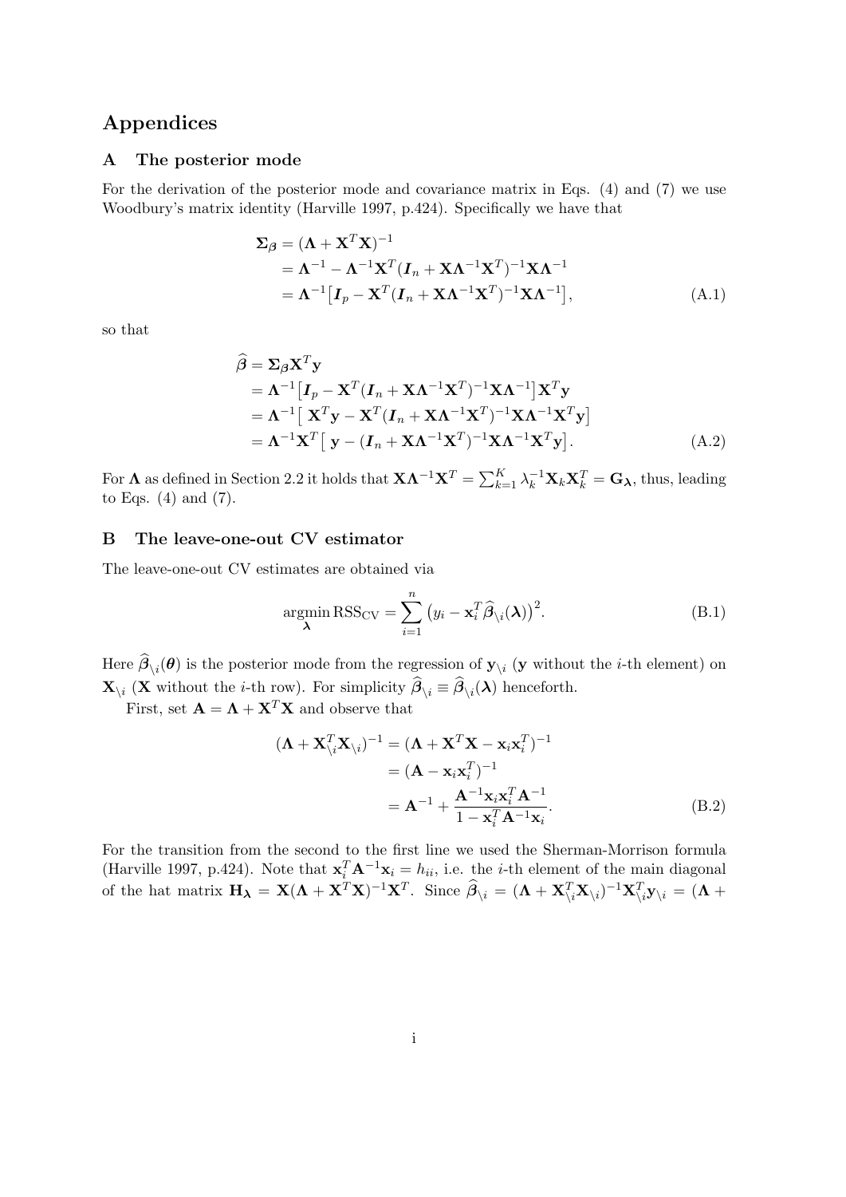# Appendices

## A The posterior mode

For the derivation of the posterior mode and covariance matrix in Eqs. (4) and (7) we use Woodbury's matrix identity (Harville 1997, p.424). Specifically we have that

$$
\begin{aligned}
\mathbf{\Sigma}_{\boldsymbol{\beta}} &= (\mathbf{\Lambda} + \mathbf{X}^T\mathbf{X})^{-1} \\
&= \mathbf{\Lambda}^{-1} - \mathbf{\Lambda}^{-1}\mathbf{X}^T(\boldsymbol{I}_n + \mathbf{X}\mathbf{\Lambda}^{-1}\mathbf{X}^T)^{-1}\mathbf{X}\mathbf{\Lambda}^{-1} \\
&= \mathbf{\Lambda}^{-1}\big[\boldsymbol{I}_p - \mathbf{X}^T(\boldsymbol{I}_n + \mathbf{X}\mathbf{\Lambda}^{-1}\mathbf{X}^T)^{-1}\mathbf{X}\mathbf{\Lambda}^{-1}\big],
\end{aligned}
\tag{A.1}
$$

so that

$$
\begin{aligned}
\widehat{\boldsymbol{\beta}} &= \mathbf{\Sigma}_{\boldsymbol{\beta}}\mathbf{X}^T\mathbf{y} \\
&= \mathbf{\Lambda}^{-1}\big[\boldsymbol{I}_p - \mathbf{X}^T(\boldsymbol{I}_n + \mathbf{X}\mathbf{\Lambda}^{-1}\mathbf{X}^T)^{-1}\mathbf{X}\mathbf{\Lambda}^{-1}\big]\mathbf{X}^T\mathbf{y} \\
&= \mathbf{\Lambda}^{-1}\big[\,\mathbf{X}^T\mathbf{y} - \mathbf{X}^T(\boldsymbol{I}_n + \mathbf{X}\mathbf{\Lambda}^{-1}\mathbf{X}^T)^{-1}\mathbf{X}\mathbf{\Lambda}^{-1}\mathbf{X}^T\mathbf{y}\big] \\
&= \mathbf{\Lambda}^{-1}\mathbf{X}^T\big[\,\mathbf{y} - (\boldsymbol{I}_n + \mathbf{X}\mathbf{\Lambda}^{-1}\mathbf{X}^T)^{-1}\mathbf{X}\mathbf{\Lambda}^{-1}\mathbf{X}^T\mathbf{y}\big].
\end{aligned}
\tag{A.2}
$$

For $\mathbf{\Lambda}$ as defined in Section 2.2 it holds that $\mathbf{X}\mathbf{\Lambda}^{-1}\mathbf{X}^T = \sum_{k=1}^{K}\lambda_k^{-1}\mathbf{X}_k\mathbf{X}_k^T = \mathbf{G}_{\boldsymbol{\lambda}}$, thus, leading to Eqs. (4) and (7).

## B The leave-one-out CV estimator

The leave-one-out CV estimates are obtained via

$$
\underset{\boldsymbol{\lambda}}{\operatorname{argmin}}\, \mathrm{RSS}_{\mathrm{CV}} = \sum_{i=1}^{n}\big(y_i - \mathbf{x}_i^T\widehat{\boldsymbol{\beta}}_{\setminus i}(\boldsymbol{\lambda})\big)^2.
\tag{B.1}
$$

Here $\widehat{\boldsymbol{\beta}}_{\setminus i}(\boldsymbol{\theta})$ is the posterior mode from the regression of $\mathbf{y}_{\setminus i}$ ($\mathbf{y}$ without the $i$-th element) on $\mathbf{X}_{\setminus i}$ ($\mathbf{X}$ without the $i$-th row). For simplicity $\widehat{\boldsymbol{\beta}}_{\setminus i} \equiv \widehat{\boldsymbol{\beta}}_{\setminus i}(\boldsymbol{\lambda})$ henceforth.

First, set $\mathbf{A} = \mathbf{\Lambda} + \mathbf{X}^T\mathbf{X}$ and observe that

$$
\begin{aligned}
(\mathbf{\Lambda} + \mathbf{X}_{\setminus i}^T\mathbf{X}_{\setminus i})^{-1} &= (\mathbf{\Lambda} + \mathbf{X}^T\mathbf{X} - \mathbf{x}_i\mathbf{x}_i^T)^{-1} \\
&= (\mathbf{A} - \mathbf{x}_i\mathbf{x}_i^T)^{-1} \\
&= \mathbf{A}^{-1} + \frac{\mathbf{A}^{-1}\mathbf{x}_i\mathbf{x}_i^T\mathbf{A}^{-1}}{1 - \mathbf{x}_i^T\mathbf{A}^{-1}\mathbf{x}_i}.
\end{aligned}
\tag{B.2}
$$

For the transition from the second to the first line we used the Sherman-Morrison formula (Harville 1997, p.424). Note that $\mathbf{x}_i^T\mathbf{A}^{-1}\mathbf{x}_i = h_{ii}$, i.e. the $i$-th element of the main diagonal of the hat matrix $\mathbf{H}_{\boldsymbol{\lambda}} = \mathbf{X}(\mathbf{\Lambda} + \mathbf{X}^T\mathbf{X})^{-1}\mathbf{X}^T$. Since $\widehat{\boldsymbol{\beta}}_{\setminus i} = (\mathbf{\Lambda} + \mathbf{X}_{\setminus i}^T\mathbf{X}_{\setminus i})^{-1}\mathbf{X}_{\setminus i}^T\mathbf{y}_{\setminus i} = (\mathbf{\Lambda} +$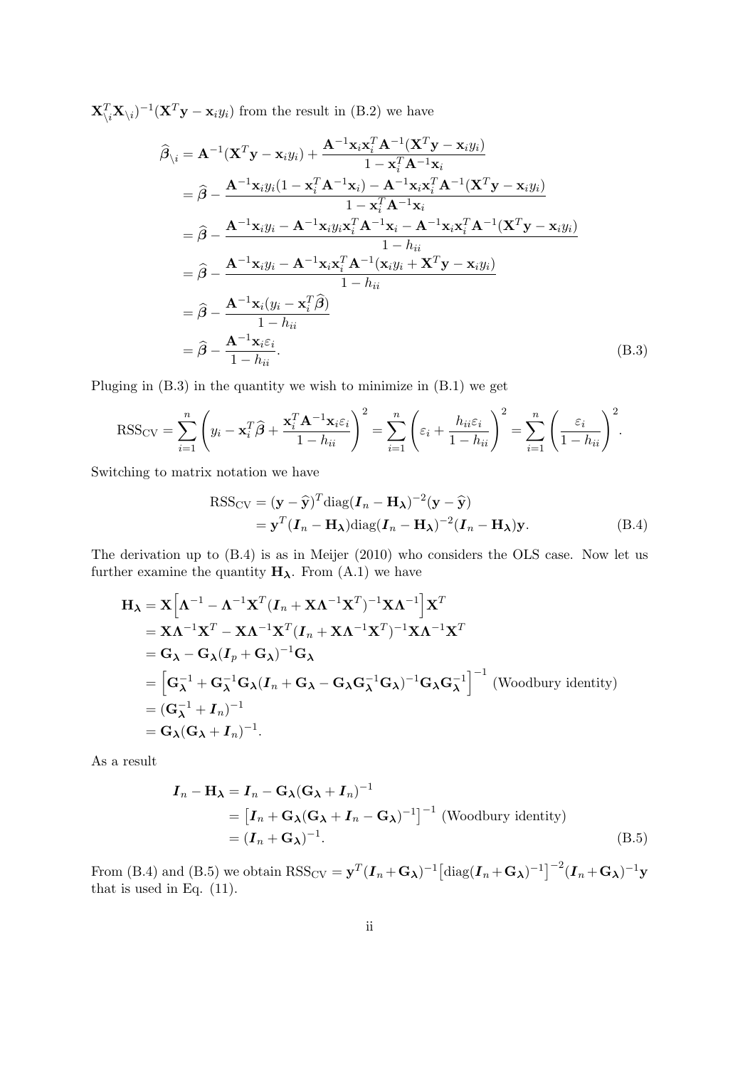$\mathbf{X}_{\setminus i}^T\mathbf{X}_{\setminus i})^{-1}(\mathbf{X}^T\mathbf{y} - \mathbf{x}_i y_i)$ from the result in (B.2) we have

$$
\begin{aligned}
\widehat{\boldsymbol{\beta}}_{\setminus i} &= \mathbf{A}^{-1}(\mathbf{X}^T\mathbf{y} - \mathbf{x}_i y_i) + \frac{\mathbf{A}^{-1}\mathbf{x}_i\mathbf{x}_i^T\mathbf{A}^{-1}(\mathbf{X}^T\mathbf{y} - \mathbf{x}_i y_i)}{1 - \mathbf{x}_i^T\mathbf{A}^{-1}\mathbf{x}_i} \\
&= \widehat{\boldsymbol{\beta}} - \frac{\mathbf{A}^{-1}\mathbf{x}_i y_i(1 - \mathbf{x}_i^T\mathbf{A}^{-1}\mathbf{x}_i) - \mathbf{A}^{-1}\mathbf{x}_i\mathbf{x}_i^T\mathbf{A}^{-1}(\mathbf{X}^T\mathbf{y} - \mathbf{x}_i y_i)}{1 - \mathbf{x}_i^T\mathbf{A}^{-1}\mathbf{x}_i} \\
&= \widehat{\boldsymbol{\beta}} - \frac{\mathbf{A}^{-1}\mathbf{x}_i y_i - \mathbf{A}^{-1}\mathbf{x}_i y_i\mathbf{x}_i^T\mathbf{A}^{-1}\mathbf{x}_i - \mathbf{A}^{-1}\mathbf{x}_i\mathbf{x}_i^T\mathbf{A}^{-1}(\mathbf{X}^T\mathbf{y} - \mathbf{x}_i y_i)}{1 - h_{ii}} \\
&= \widehat{\boldsymbol{\beta}} - \frac{\mathbf{A}^{-1}\mathbf{x}_i y_i - \mathbf{A}^{-1}\mathbf{x}_i\mathbf{x}_i^T\mathbf{A}^{-1}(\mathbf{x}_i y_i + \mathbf{X}^T\mathbf{y} - \mathbf{x}_i y_i)}{1 - h_{ii}} \\
&= \widehat{\boldsymbol{\beta}} - \frac{\mathbf{A}^{-1}\mathbf{x}_i(y_i - \mathbf{x}_i^T\widehat{\boldsymbol{\beta}})}{1 - h_{ii}} \\
&= \widehat{\boldsymbol{\beta}} - \frac{\mathbf{A}^{-1}\mathbf{x}_i\varepsilon_i}{1 - h_{ii}}.
\end{aligned}
\tag{B.3}
$$

Pluging in (B.3) in the quantity we wish to minimize in (B.1) we get

$$
\mathrm{RSS}_{\mathrm{CV}} = \sum_{i=1}^{n}\left(y_i - \mathbf{x}_i^T\widehat{\boldsymbol{\beta}} + \frac{\mathbf{x}_i^T\mathbf{A}^{-1}\mathbf{x}_i\varepsilon_i}{1 - h_{ii}}\right)^2 = \sum_{i=1}^{n}\left(\varepsilon_i + \frac{h_{ii}\varepsilon_i}{1 - h_{ii}}\right)^2 = \sum_{i=1}^{n}\left(\frac{\varepsilon_i}{1 - h_{ii}}\right)^2.
$$

Switching to matrix notation we have

$$
\begin{aligned}
\mathrm{RSS}_{\mathrm{CV}} &= (\mathbf{y} - \widehat{\mathbf{y}})^T\mathrm{diag}(\boldsymbol{I}_n - \mathbf{H}_{\boldsymbol{\lambda}})^{-2}(\mathbf{y} - \widehat{\mathbf{y}}) \\
&= \mathbf{y}^T(\boldsymbol{I}_n - \mathbf{H}_{\boldsymbol{\lambda}})\mathrm{diag}(\boldsymbol{I}_n - \mathbf{H}_{\boldsymbol{\lambda}})^{-2}(\boldsymbol{I}_n - \mathbf{H}_{\boldsymbol{\lambda}})\mathbf{y}.
\end{aligned}
\tag{B.4}
$$

The derivation up to (B.4) is as in Meijer (2010) who considers the OLS case. Now let us further examine the quantity $\mathbf{H}_{\boldsymbol{\lambda}}$. From (A.1) we have

$$
\begin{aligned}
\mathbf{H}_{\boldsymbol{\lambda}} &= \mathbf{X}\Big[\boldsymbol{\Lambda}^{-1} - \boldsymbol{\Lambda}^{-1}\mathbf{X}^T(\boldsymbol{I}_n + \mathbf{X}\boldsymbol{\Lambda}^{-1}\mathbf{X}^T)^{-1}\mathbf{X}\boldsymbol{\Lambda}^{-1}\Big]\mathbf{X}^T \\
&= \mathbf{X}\boldsymbol{\Lambda}^{-1}\mathbf{X}^T - \mathbf{X}\boldsymbol{\Lambda}^{-1}\mathbf{X}^T(\boldsymbol{I}_n + \mathbf{X}\boldsymbol{\Lambda}^{-1}\mathbf{X}^T)^{-1}\mathbf{X}\boldsymbol{\Lambda}^{-1}\mathbf{X}^T \\
&= \mathbf{G}_{\boldsymbol{\lambda}} - \mathbf{G}_{\boldsymbol{\lambda}}(\boldsymbol{I}_p + \mathbf{G}_{\boldsymbol{\lambda}})^{-1}\mathbf{G}_{\boldsymbol{\lambda}} \\
&= \Big[\mathbf{G}_{\boldsymbol{\lambda}}^{-1} + \mathbf{G}_{\boldsymbol{\lambda}}^{-1}\mathbf{G}_{\boldsymbol{\lambda}}(\boldsymbol{I}_n + \mathbf{G}_{\boldsymbol{\lambda}} - \mathbf{G}_{\boldsymbol{\lambda}}\mathbf{G}_{\boldsymbol{\lambda}}^{-1}\mathbf{G}_{\boldsymbol{\lambda}})^{-1}\mathbf{G}_{\boldsymbol{\lambda}}\mathbf{G}_{\boldsymbol{\lambda}}^{-1}\Big]^{-1} \text{ (Woodbury identity)} \\
&= (\mathbf{G}_{\boldsymbol{\lambda}}^{-1} + \boldsymbol{I}_n)^{-1} \\
&= \mathbf{G}_{\boldsymbol{\lambda}}(\mathbf{G}_{\boldsymbol{\lambda}} + \boldsymbol{I}_n)^{-1}.
\end{aligned}
$$

As a result

$$
\begin{aligned}
\boldsymbol{I}_n - \mathbf{H}_{\boldsymbol{\lambda}} &= \boldsymbol{I}_n - \mathbf{G}_{\boldsymbol{\lambda}}(\mathbf{G}_{\boldsymbol{\lambda}} + \boldsymbol{I}_n)^{-1} \\
&= \big[\boldsymbol{I}_n + \mathbf{G}_{\boldsymbol{\lambda}}(\mathbf{G}_{\boldsymbol{\lambda}} + \boldsymbol{I}_n - \mathbf{G}_{\boldsymbol{\lambda}})^{-1}\big]^{-1} \text{ (Woodbury identity)} \\
&= (\boldsymbol{I}_n + \mathbf{G}_{\boldsymbol{\lambda}})^{-1}.
\end{aligned}
\tag{B.5}
$$

From (B.4) and (B.5) we obtain $\mathrm{RSS}_{\mathrm{CV}} = \mathbf{y}^T(\boldsymbol{I}_n + \mathbf{G}_{\boldsymbol{\lambda}})^{-1}\big[\mathrm{diag}(\boldsymbol{I}_n + \mathbf{G}_{\boldsymbol{\lambda}})^{-1}\big]^{-2}(\boldsymbol{I}_n + \mathbf{G}_{\boldsymbol{\lambda}})^{-1}\mathbf{y}$ that is used in Eq. (11).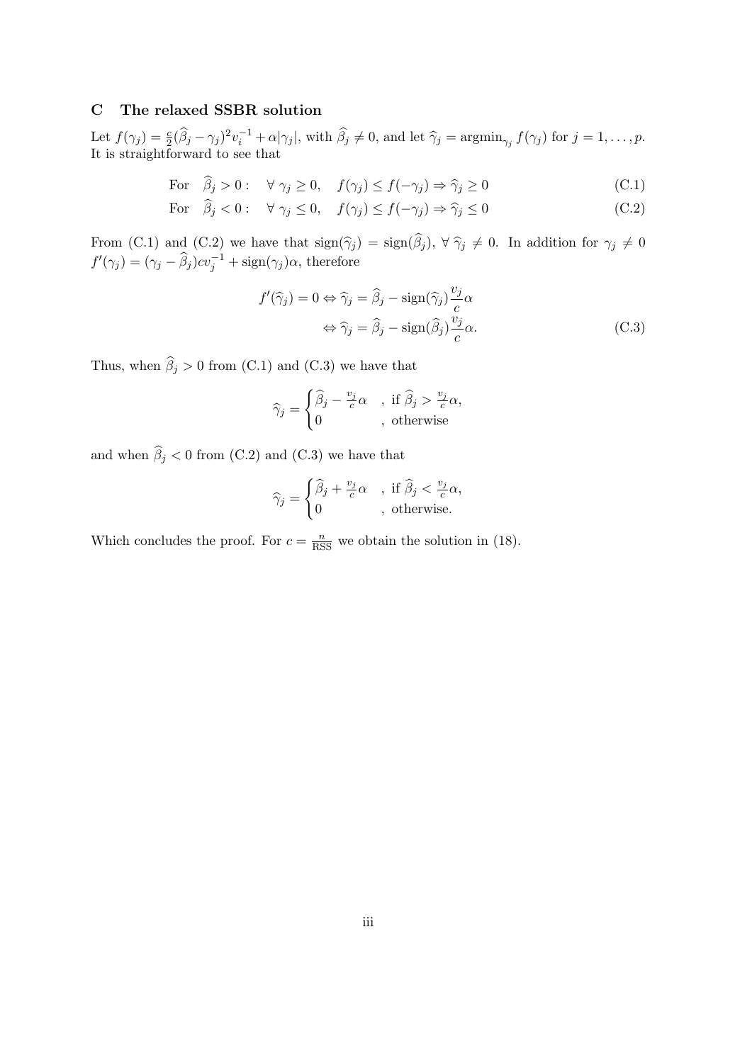## C The relaxed SSBR solution

Let $f(\gamma_j) = \frac{c}{2}(\widehat{\beta}_j - \gamma_j)^2 v_i^{-1} + \alpha|\gamma_j|$, with $\widehat{\beta}_j \neq 0$, and let $\widehat{\gamma}_j = \text{argmin}_{\gamma_j} f(\gamma_j)$ for $j = 1, \dots, p$. It is straightforward to see that

$$\text{For} \quad \widehat{\beta}_j > 0: \quad \forall \; \gamma_j \geq 0, \quad f(\gamma_j) \leq f(-\gamma_j) \Rightarrow \widehat{\gamma}_j \geq 0 \tag{C.1}$$

$$\text{For} \quad \widehat{\beta}_j < 0: \quad \forall \; \gamma_j \leq 0, \quad f(\gamma_j) \leq f(-\gamma_j) \Rightarrow \widehat{\gamma}_j \leq 0 \tag{C.2}$$

From (C.1) and (C.2) we have that $\text{sign}(\widehat{\gamma}_j) = \text{sign}(\widehat{\beta}_j)$, $\forall \; \widehat{\gamma}_j \neq 0$. In addition for $\gamma_j \neq 0$ $f'(\gamma_j) = (\gamma_j - \widehat{\beta}_j)cv_j^{-1} + \text{sign}(\gamma_j)\alpha$, therefore

$$\begin{aligned} f'(\widehat{\gamma}_j) = 0 \Leftrightarrow \widehat{\gamma}_j &= \widehat{\beta}_j - \text{sign}(\widehat{\gamma}_j)\frac{v_j}{c}\alpha \\ \Leftrightarrow \widehat{\gamma}_j &= \widehat{\beta}_j - \text{sign}(\widehat{\beta}_j)\frac{v_j}{c}\alpha. \end{aligned} \tag{C.3}$$

Thus, when $\widehat{\beta}_j > 0$ from (C.1) and (C.3) we have that

$$\widehat{\gamma}_j = \begin{cases} \widehat{\beta}_j - \frac{v_j}{c}\alpha & \text{, if } \widehat{\beta}_j > \frac{v_j}{c}\alpha, \\ 0 & \text{, otherwise} \end{cases}$$

and when $\widehat{\beta}_j < 0$ from (C.2) and (C.3) we have that

$$\widehat{\gamma}_j = \begin{cases} \widehat{\beta}_j + \frac{v_j}{c}\alpha & \text{, if } \widehat{\beta}_j < \frac{v_j}{c}\alpha, \\ 0 & \text{, otherwise.} \end{cases}$$

Which concludes the proof. For $c = \frac{n}{\text{RSS}}$ we obtain the solution in (18).